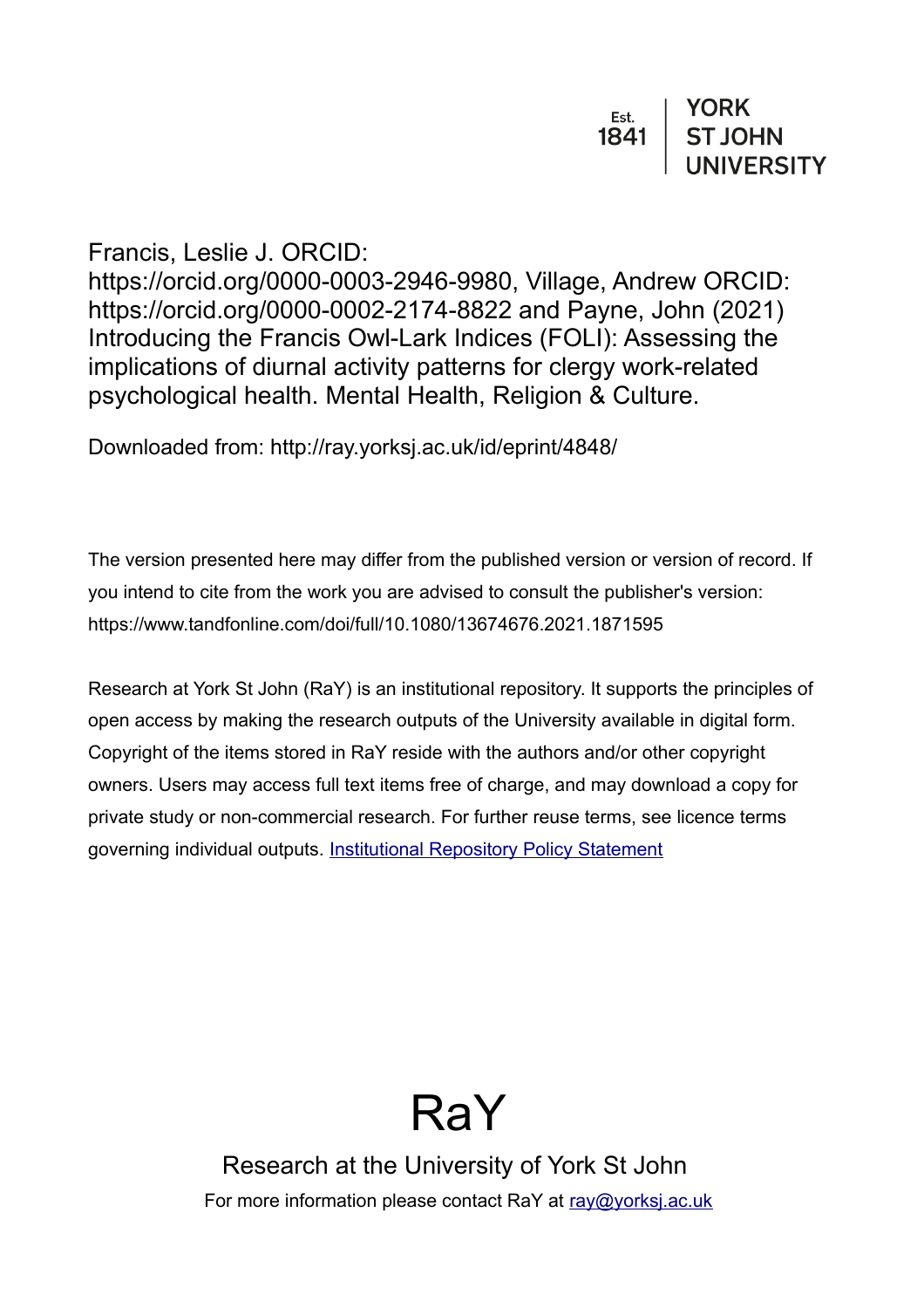Est. 1841 | YORK ST JOHN UNIVERSITY

Francis, Leslie J. ORCID: https://orcid.org/0000-0003-2946-9980, Village, Andrew ORCID: https://orcid.org/0000-0002-2174-8822 and Payne, John (2021) Introducing the Francis Owl-Lark Indices (FOLI): Assessing the implications of diurnal activity patterns for clergy work-related psychological health. Mental Health, Religion & Culture.

Downloaded from: http://ray.yorksj.ac.uk/id/eprint/4848/

The version presented here may differ from the published version or version of record. If you intend to cite from the work you are advised to consult the publisher's version: https://www.tandfonline.com/doi/full/10.1080/13674676.2021.1871595

Research at York St John (RaY) is an institutional repository. It supports the principles of open access by making the research outputs of the University available in digital form. Copyright of the items stored in RaY reside with the authors and/or other copyright owners. Users may access full text items free of charge, and may download a copy for private study or non-commercial research. For further reuse terms, see licence terms governing individual outputs. [Institutional Repository Policy Statement]

# RaY

Research at the University of York St John

For more information please contact RaY at ray@yorksj.ac.uk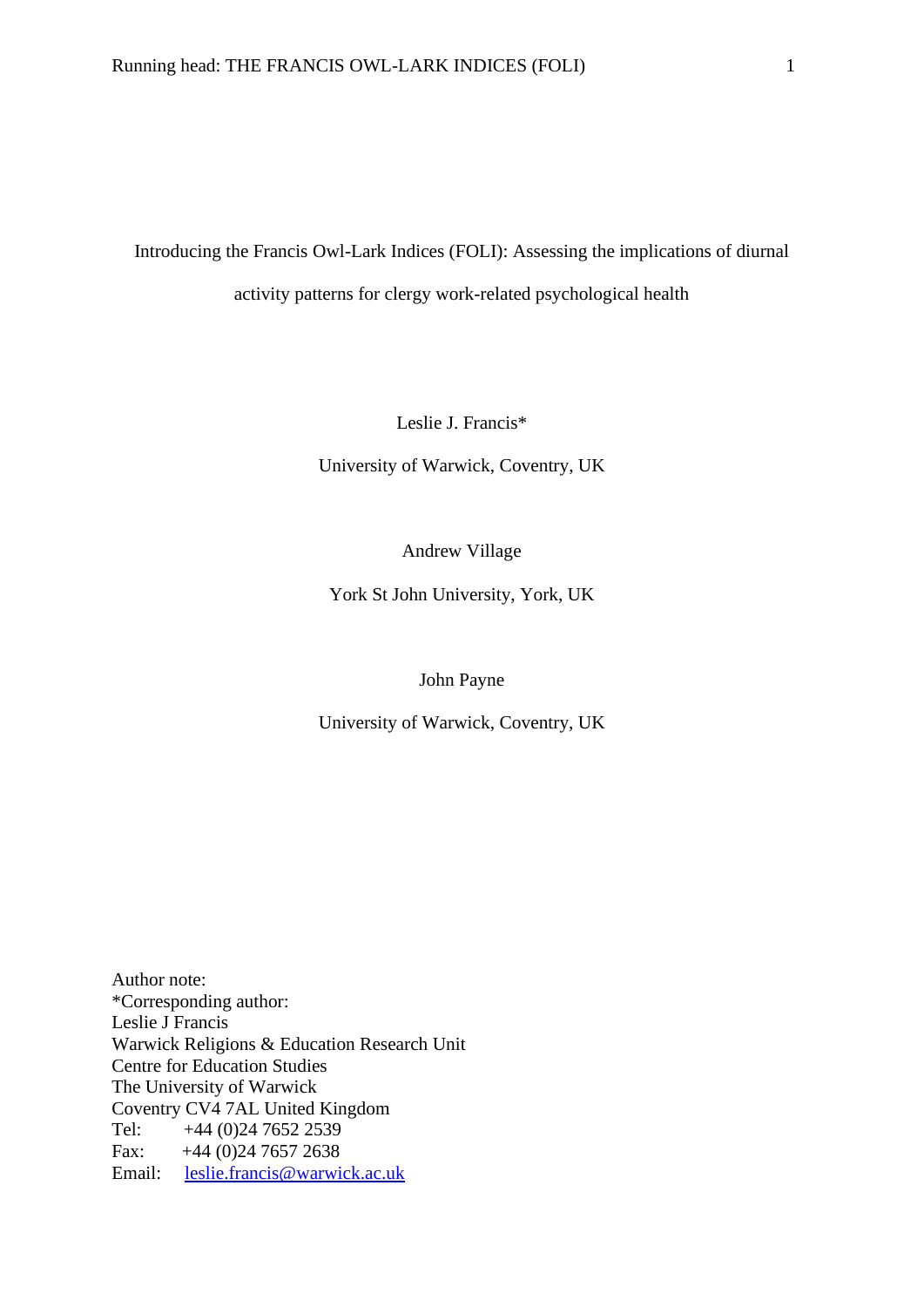# Introducing the Francis Owl-Lark Indices (FOLI): Assessing the implications of diurnal activity patterns for clergy work-related psychological health

Leslie J. Francis*

University of Warwick, Coventry, UK

Andrew Village

York St John University, York, UK

John Payne

University of Warwick, Coventry, UK

Author note:
*Corresponding author:
Leslie J Francis
Warwick Religions & Education Research Unit
Centre for Education Studies
The University of Warwick
Coventry CV4 7AL United Kingdom
Tel: +44 (0)24 7652 2539
Fax: +44 (0)24 7657 2638
Email: leslie.francis@warwick.ac.uk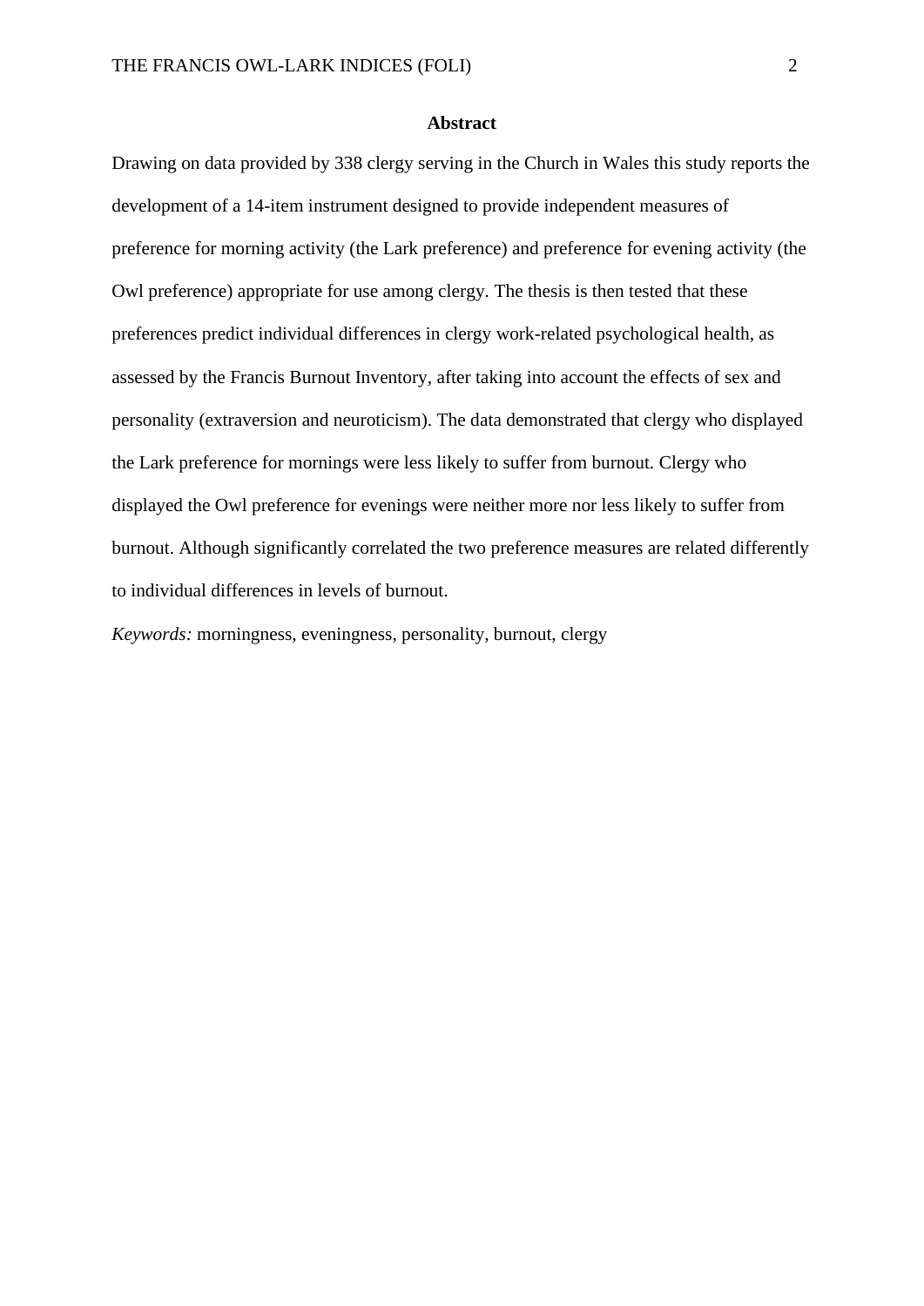## Abstract

Drawing on data provided by 338 clergy serving in the Church in Wales this study reports the development of a 14-item instrument designed to provide independent measures of preference for morning activity (the Lark preference) and preference for evening activity (the Owl preference) appropriate for use among clergy. The thesis is then tested that these preferences predict individual differences in clergy work-related psychological health, as assessed by the Francis Burnout Inventory, after taking into account the effects of sex and personality (extraversion and neuroticism). The data demonstrated that clergy who displayed the Lark preference for mornings were less likely to suffer from burnout. Clergy who displayed the Owl preference for evenings were neither more nor less likely to suffer from burnout. Although significantly correlated the two preference measures are related differently to individual differences in levels of burnout.

*Keywords:* morningness, eveningness, personality, burnout, clergy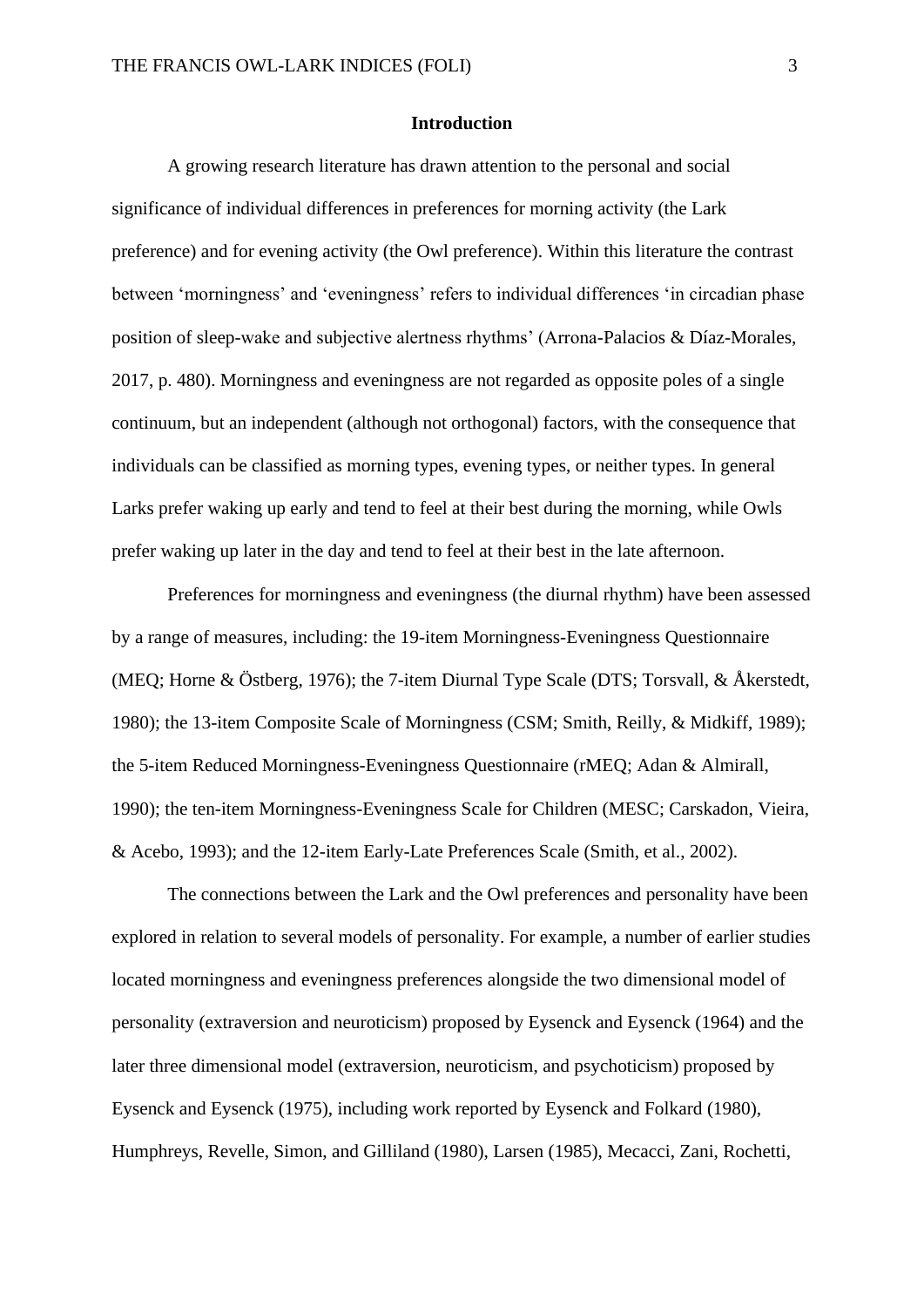## Introduction

A growing research literature has drawn attention to the personal and social significance of individual differences in preferences for morning activity (the Lark preference) and for evening activity (the Owl preference). Within this literature the contrast between 'morningness' and 'eveningness' refers to individual differences 'in circadian phase position of sleep-wake and subjective alertness rhythms' (Arrona-Palacios & Díaz-Morales, 2017, p. 480). Morningness and eveningness are not regarded as opposite poles of a single continuum, but an independent (although not orthogonal) factors, with the consequence that individuals can be classified as morning types, evening types, or neither types. In general Larks prefer waking up early and tend to feel at their best during the morning, while Owls prefer waking up later in the day and tend to feel at their best in the late afternoon.

Preferences for morningness and eveningness (the diurnal rhythm) have been assessed by a range of measures, including: the 19-item Morningness-Eveningness Questionnaire (MEQ; Horne & Östberg, 1976); the 7-item Diurnal Type Scale (DTS; Torsvall, & Åkerstedt, 1980); the 13-item Composite Scale of Morningness (CSM; Smith, Reilly, & Midkiff, 1989); the 5-item Reduced Morningness-Eveningness Questionnaire (rMEQ; Adan & Almirall, 1990); the ten-item Morningness-Eveningness Scale for Children (MESC; Carskadon, Vieira, & Acebo, 1993); and the 12-item Early-Late Preferences Scale (Smith, et al., 2002).

The connections between the Lark and the Owl preferences and personality have been explored in relation to several models of personality. For example, a number of earlier studies located morningness and eveningness preferences alongside the two dimensional model of personality (extraversion and neuroticism) proposed by Eysenck and Eysenck (1964) and the later three dimensional model (extraversion, neuroticism, and psychoticism) proposed by Eysenck and Eysenck (1975), including work reported by Eysenck and Folkard (1980), Humphreys, Revelle, Simon, and Gilliland (1980), Larsen (1985), Mecacci, Zani, Rochetti,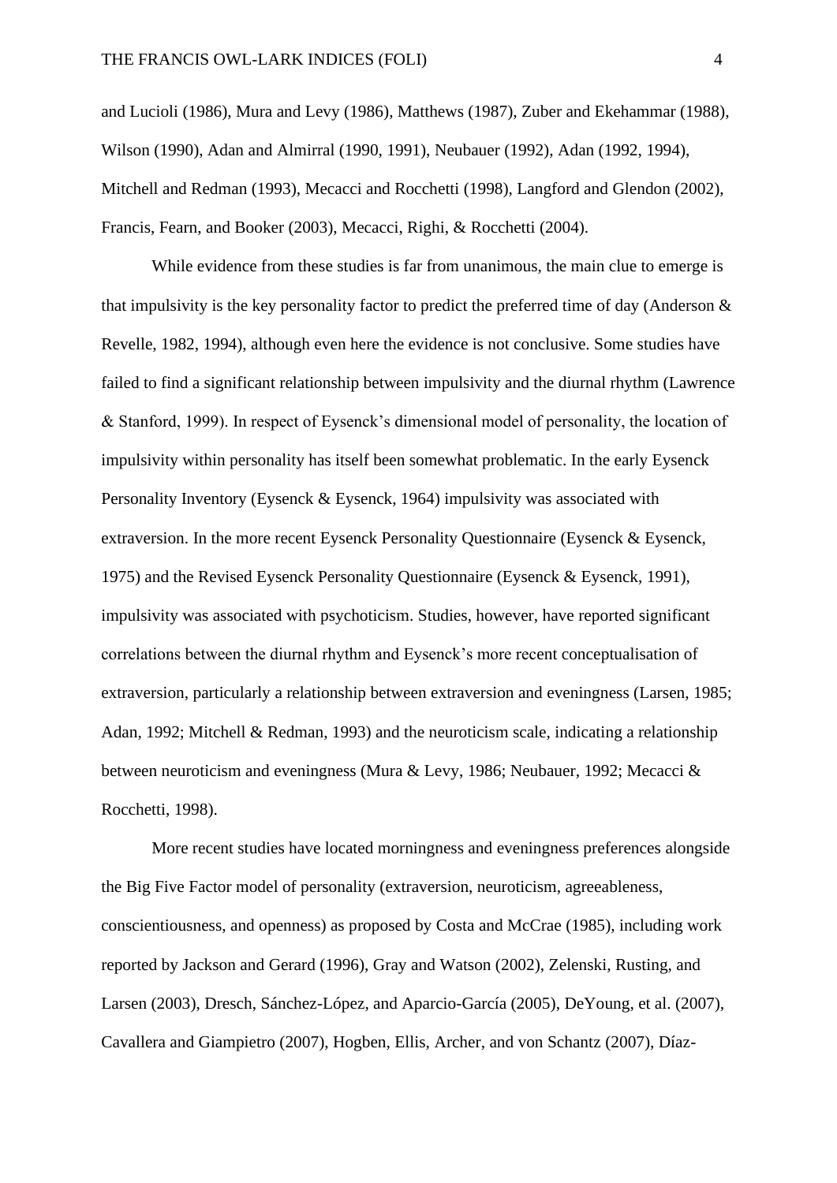and Lucioli (1986), Mura and Levy (1986), Matthews (1987), Zuber and Ekehammar (1988), Wilson (1990), Adan and Almirral (1990, 1991), Neubauer (1992), Adan (1992, 1994), Mitchell and Redman (1993), Mecacci and Rocchetti (1998), Langford and Glendon (2002), Francis, Fearn, and Booker (2003), Mecacci, Righi, & Rocchetti (2004).

While evidence from these studies is far from unanimous, the main clue to emerge is that impulsivity is the key personality factor to predict the preferred time of day (Anderson & Revelle, 1982, 1994), although even here the evidence is not conclusive. Some studies have failed to find a significant relationship between impulsivity and the diurnal rhythm (Lawrence & Stanford, 1999). In respect of Eysenck's dimensional model of personality, the location of impulsivity within personality has itself been somewhat problematic. In the early Eysenck Personality Inventory (Eysenck & Eysenck, 1964) impulsivity was associated with extraversion. In the more recent Eysenck Personality Questionnaire (Eysenck & Eysenck, 1975) and the Revised Eysenck Personality Questionnaire (Eysenck & Eysenck, 1991), impulsivity was associated with psychoticism. Studies, however, have reported significant correlations between the diurnal rhythm and Eysenck's more recent conceptualisation of extraversion, particularly a relationship between extraversion and eveningness (Larsen, 1985; Adan, 1992; Mitchell & Redman, 1993) and the neuroticism scale, indicating a relationship between neuroticism and eveningness (Mura & Levy, 1986; Neubauer, 1992; Mecacci & Rocchetti, 1998).

More recent studies have located morningness and eveningness preferences alongside the Big Five Factor model of personality (extraversion, neuroticism, agreeableness, conscientiousness, and openness) as proposed by Costa and McCrae (1985), including work reported by Jackson and Gerard (1996), Gray and Watson (2002), Zelenski, Rusting, and Larsen (2003), Dresch, Sánchez-López, and Aparcio-García (2005), DeYoung, et al. (2007), Cavallera and Giampietro (2007), Hogben, Ellis, Archer, and von Schantz (2007), Díaz-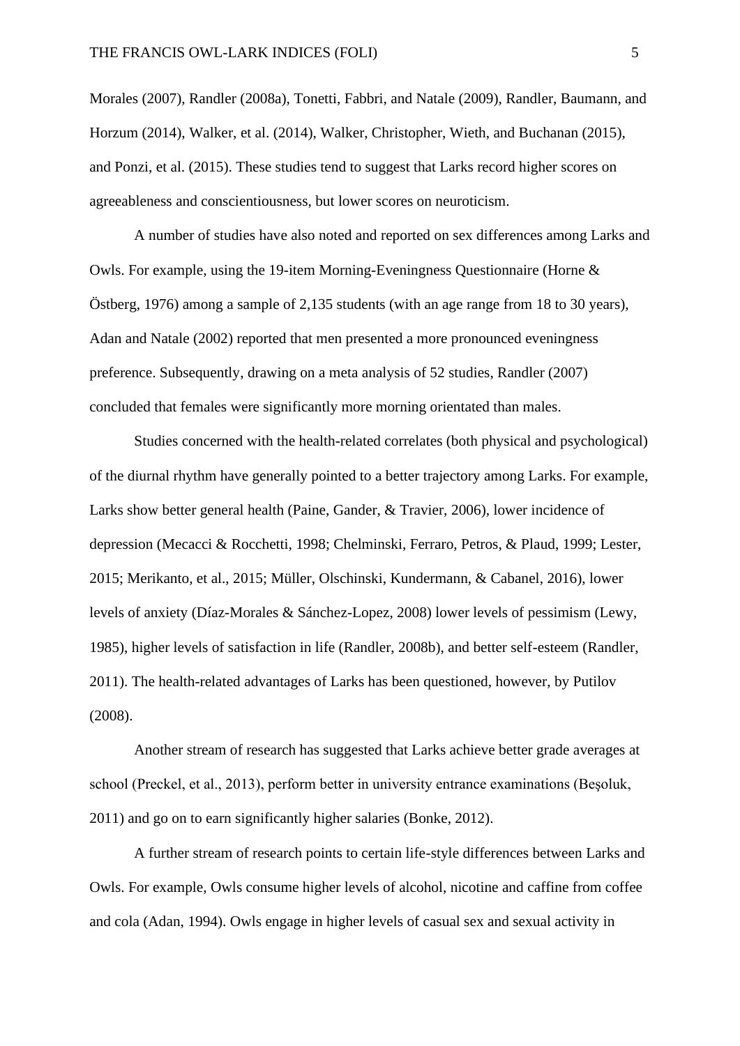Morales (2007), Randler (2008a), Tonetti, Fabbri, and Natale (2009), Randler, Baumann, and Horzum (2014), Walker, et al. (2014), Walker, Christopher, Wieth, and Buchanan (2015), and Ponzi, et al. (2015). These studies tend to suggest that Larks record higher scores on agreeableness and conscientiousness, but lower scores on neuroticism.

A number of studies have also noted and reported on sex differences among Larks and Owls. For example, using the 19-item Morning-Eveningness Questionnaire (Horne & Östberg, 1976) among a sample of 2,135 students (with an age range from 18 to 30 years), Adan and Natale (2002) reported that men presented a more pronounced eveningness preference. Subsequently, drawing on a meta analysis of 52 studies, Randler (2007) concluded that females were significantly more morning orientated than males.

Studies concerned with the health-related correlates (both physical and psychological) of the diurnal rhythm have generally pointed to a better trajectory among Larks. For example, Larks show better general health (Paine, Gander, & Travier, 2006), lower incidence of depression (Mecacci & Rocchetti, 1998; Chelminski, Ferraro, Petros, & Plaud, 1999; Lester, 2015; Merikanto, et al., 2015; Müller, Olschinski, Kundermann, & Cabanel, 2016), lower levels of anxiety (Díaz-Morales & Sánchez-Lopez, 2008) lower levels of pessimism (Lewy, 1985), higher levels of satisfaction in life (Randler, 2008b), and better self-esteem (Randler, 2011). The health-related advantages of Larks has been questioned, however, by Putilov (2008).

Another stream of research has suggested that Larks achieve better grade averages at school (Preckel, et al., 2013), perform better in university entrance examinations (Beşoluk, 2011) and go on to earn significantly higher salaries (Bonke, 2012).

A further stream of research points to certain life-style differences between Larks and Owls. For example, Owls consume higher levels of alcohol, nicotine and caffine from coffee and cola (Adan, 1994). Owls engage in higher levels of casual sex and sexual activity in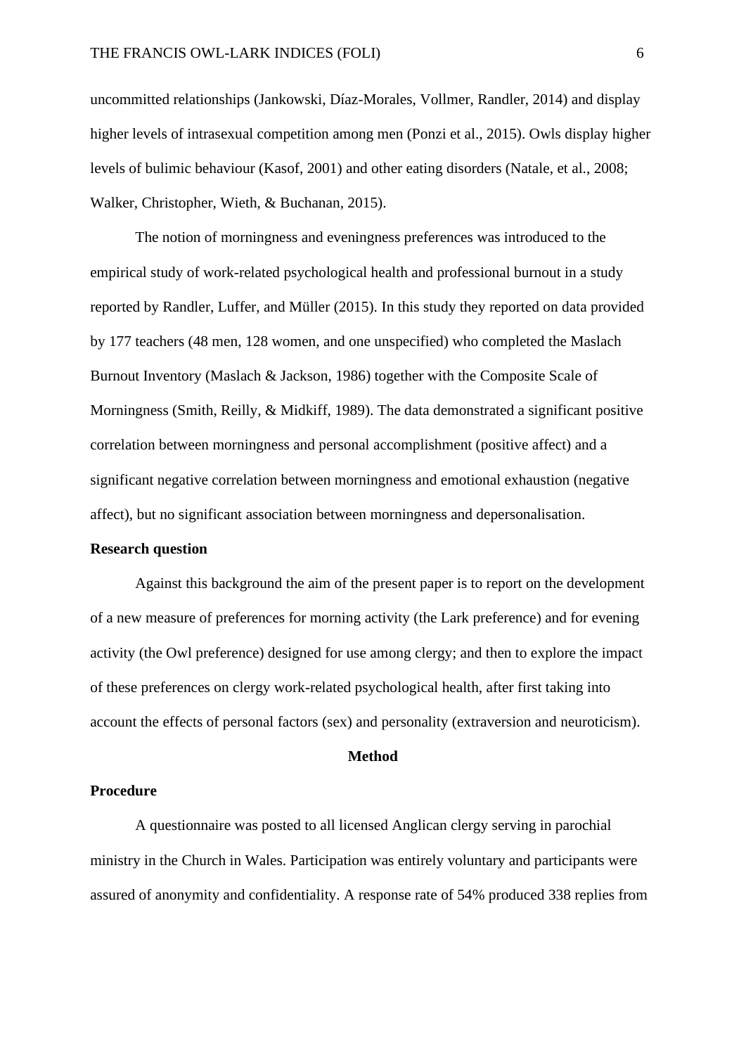uncommitted relationships (Jankowski, Díaz-Morales, Vollmer, Randler, 2014) and display higher levels of intrasexual competition among men (Ponzi et al., 2015). Owls display higher levels of bulimic behaviour (Kasof, 2001) and other eating disorders (Natale, et al., 2008; Walker, Christopher, Wieth, & Buchanan, 2015).

The notion of morningness and eveningness preferences was introduced to the empirical study of work-related psychological health and professional burnout in a study reported by Randler, Luffer, and Müller (2015). In this study they reported on data provided by 177 teachers (48 men, 128 women, and one unspecified) who completed the Maslach Burnout Inventory (Maslach & Jackson, 1986) together with the Composite Scale of Morningness (Smith, Reilly, & Midkiff, 1989). The data demonstrated a significant positive correlation between morningness and personal accomplishment (positive affect) and a significant negative correlation between morningness and emotional exhaustion (negative affect), but no significant association between morningness and depersonalisation.

### Research question

Against this background the aim of the present paper is to report on the development of a new measure of preferences for morning activity (the Lark preference) and for evening activity (the Owl preference) designed for use among clergy; and then to explore the impact of these preferences on clergy work-related psychological health, after first taking into account the effects of personal factors (sex) and personality (extraversion and neuroticism).

## Method

### Procedure

A questionnaire was posted to all licensed Anglican clergy serving in parochial ministry in the Church in Wales. Participation was entirely voluntary and participants were assured of anonymity and confidentiality. A response rate of 54% produced 338 replies from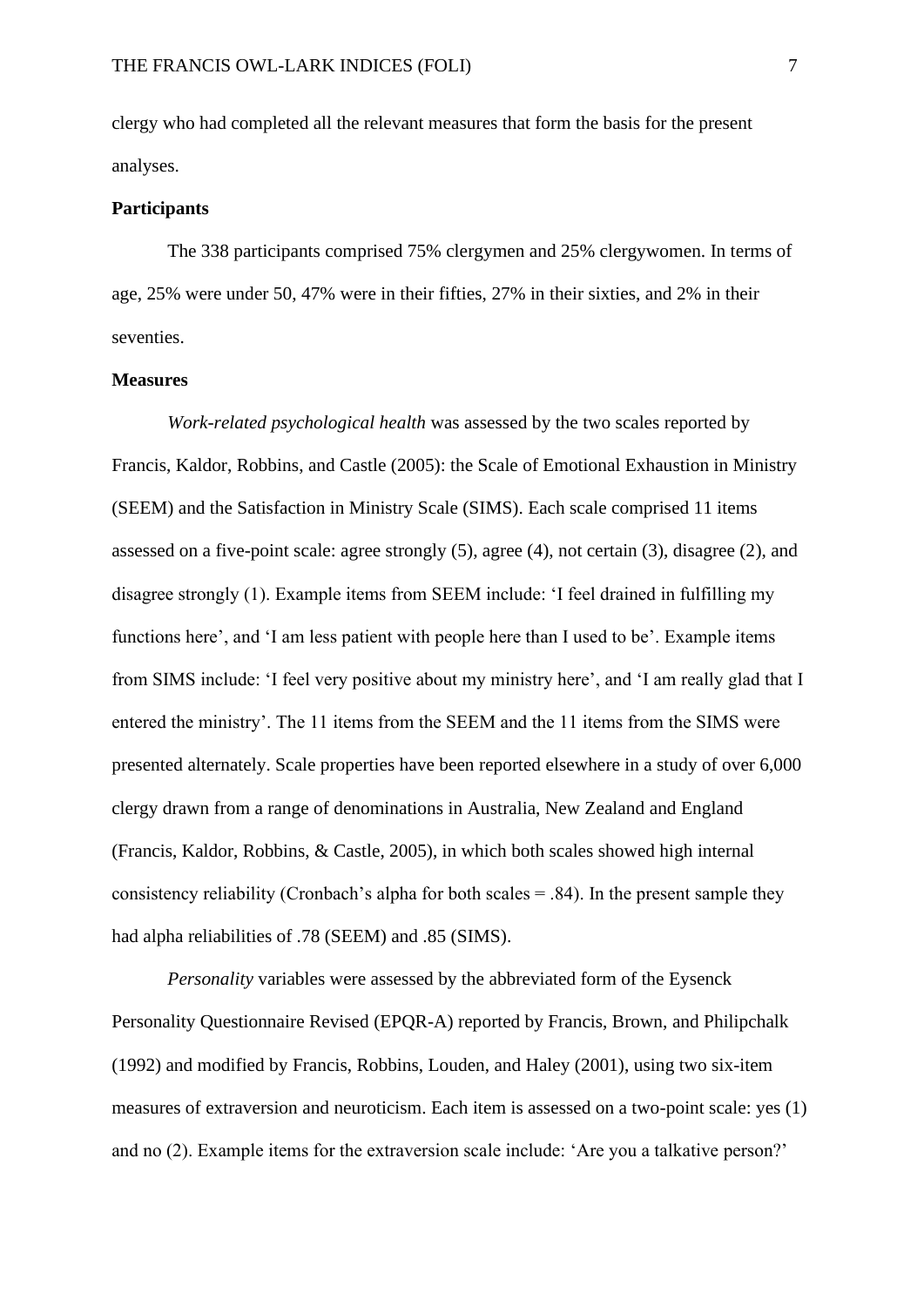clergy who had completed all the relevant measures that form the basis for the present analyses.

**Participants**

The 338 participants comprised 75% clergymen and 25% clergywomen. In terms of age, 25% were under 50, 47% were in their fifties, 27% in their sixties, and 2% in their seventies.

**Measures**

*Work-related psychological health* was assessed by the two scales reported by Francis, Kaldor, Robbins, and Castle (2005): the Scale of Emotional Exhaustion in Ministry (SEEM) and the Satisfaction in Ministry Scale (SIMS). Each scale comprised 11 items assessed on a five-point scale: agree strongly (5), agree (4), not certain (3), disagree (2), and disagree strongly (1). Example items from SEEM include: 'I feel drained in fulfilling my functions here', and 'I am less patient with people here than I used to be'. Example items from SIMS include: 'I feel very positive about my ministry here', and 'I am really glad that I entered the ministry'. The 11 items from the SEEM and the 11 items from the SIMS were presented alternately. Scale properties have been reported elsewhere in a study of over 6,000 clergy drawn from a range of denominations in Australia, New Zealand and England (Francis, Kaldor, Robbins, & Castle, 2005), in which both scales showed high internal consistency reliability (Cronbach's alpha for both scales = .84). In the present sample they had alpha reliabilities of .78 (SEEM) and .85 (SIMS).

*Personality* variables were assessed by the abbreviated form of the Eysenck Personality Questionnaire Revised (EPQR-A) reported by Francis, Brown, and Philipchalk (1992) and modified by Francis, Robbins, Louden, and Haley (2001), using two six-item measures of extraversion and neuroticism. Each item is assessed on a two-point scale: yes (1) and no (2). Example items for the extraversion scale include: 'Are you a talkative person?'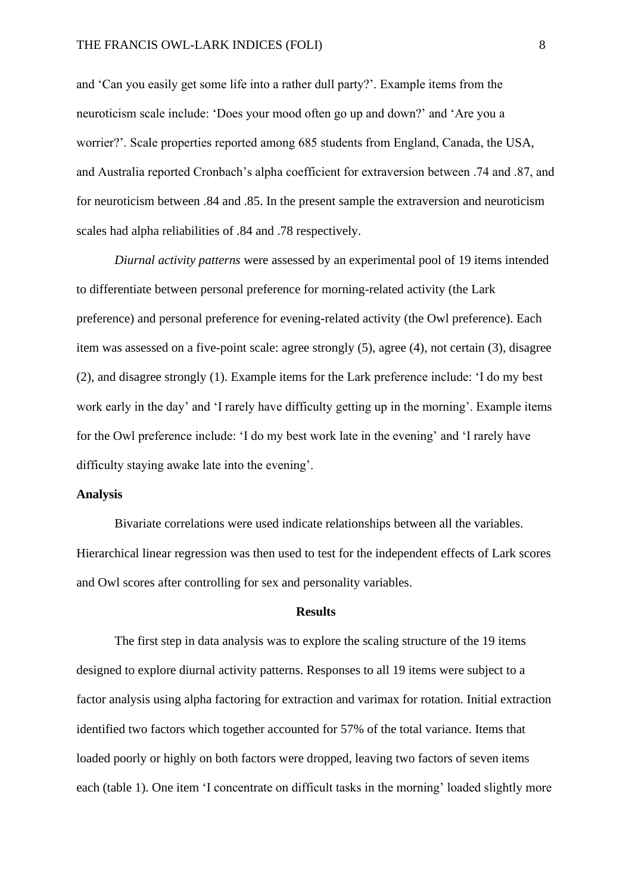and 'Can you easily get some life into a rather dull party?'. Example items from the neuroticism scale include: 'Does your mood often go up and down?' and 'Are you a worrier?'. Scale properties reported among 685 students from England, Canada, the USA, and Australia reported Cronbach's alpha coefficient for extraversion between .74 and .87, and for neuroticism between .84 and .85. In the present sample the extraversion and neuroticism scales had alpha reliabilities of .84 and .78 respectively.

*Diurnal activity patterns* were assessed by an experimental pool of 19 items intended to differentiate between personal preference for morning-related activity (the Lark preference) and personal preference for evening-related activity (the Owl preference). Each item was assessed on a five-point scale: agree strongly (5), agree (4), not certain (3), disagree (2), and disagree strongly (1). Example items for the Lark preference include: 'I do my best work early in the day' and 'I rarely have difficulty getting up in the morning'. Example items for the Owl preference include: 'I do my best work late in the evening' and 'I rarely have difficulty staying awake late into the evening'.

**Analysis**

Bivariate correlations were used indicate relationships between all the variables. Hierarchical linear regression was then used to test for the independent effects of Lark scores and Owl scores after controlling for sex and personality variables.

## Results

The first step in data analysis was to explore the scaling structure of the 19 items designed to explore diurnal activity patterns. Responses to all 19 items were subject to a factor analysis using alpha factoring for extraction and varimax for rotation. Initial extraction identified two factors which together accounted for 57% of the total variance. Items that loaded poorly or highly on both factors were dropped, leaving two factors of seven items each (table 1). One item 'I concentrate on difficult tasks in the morning' loaded slightly more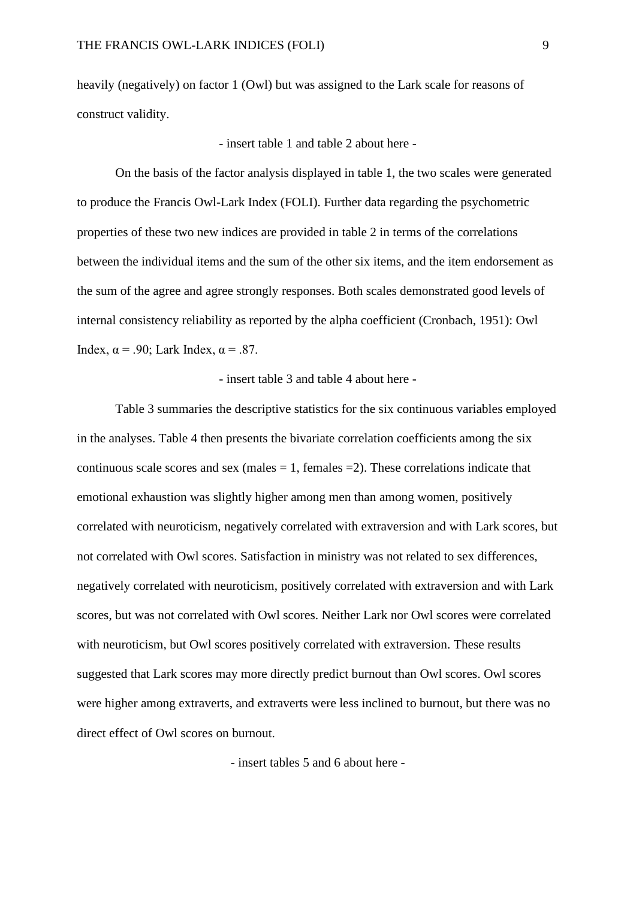heavily (negatively) on factor 1 (Owl) but was assigned to the Lark scale for reasons of construct validity.

- insert table 1 and table 2 about here -

On the basis of the factor analysis displayed in table 1, the two scales were generated to produce the Francis Owl-Lark Index (FOLI). Further data regarding the psychometric properties of these two new indices are provided in table 2 in terms of the correlations between the individual items and the sum of the other six items, and the item endorsement as the sum of the agree and agree strongly responses. Both scales demonstrated good levels of internal consistency reliability as reported by the alpha coefficient (Cronbach, 1951): Owl Index, $\alpha = .90$; Lark Index, $\alpha = .87$.

- insert table 3 and table 4 about here -

Table 3 summaries the descriptive statistics for the six continuous variables employed in the analyses. Table 4 then presents the bivariate correlation coefficients among the six continuous scale scores and sex (males = 1, females =2). These correlations indicate that emotional exhaustion was slightly higher among men than among women, positively correlated with neuroticism, negatively correlated with extraversion and with Lark scores, but not correlated with Owl scores. Satisfaction in ministry was not related to sex differences, negatively correlated with neuroticism, positively correlated with extraversion and with Lark scores, but was not correlated with Owl scores. Neither Lark nor Owl scores were correlated with neuroticism, but Owl scores positively correlated with extraversion. These results suggested that Lark scores may more directly predict burnout than Owl scores. Owl scores were higher among extraverts, and extraverts were less inclined to burnout, but there was no direct effect of Owl scores on burnout.

- insert tables 5 and 6 about here -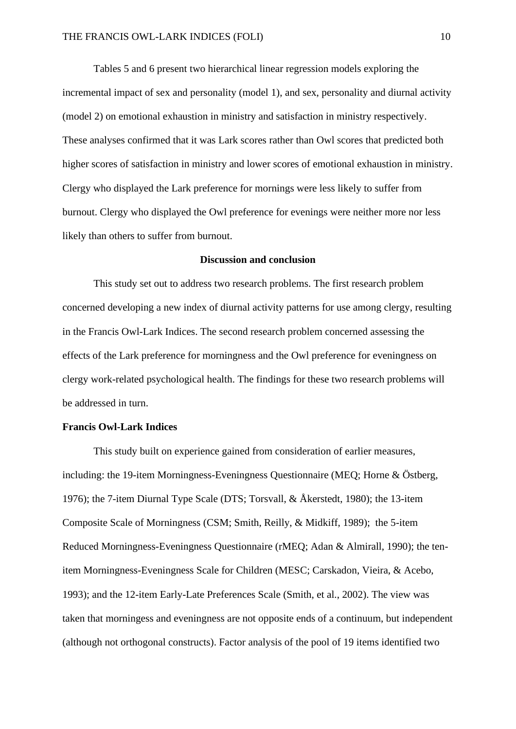Tables 5 and 6 present two hierarchical linear regression models exploring the incremental impact of sex and personality (model 1), and sex, personality and diurnal activity (model 2) on emotional exhaustion in ministry and satisfaction in ministry respectively. These analyses confirmed that it was Lark scores rather than Owl scores that predicted both higher scores of satisfaction in ministry and lower scores of emotional exhaustion in ministry. Clergy who displayed the Lark preference for mornings were less likely to suffer from burnout. Clergy who displayed the Owl preference for evenings were neither more nor less likely than others to suffer from burnout.

## Discussion and conclusion

This study set out to address two research problems. The first research problem concerned developing a new index of diurnal activity patterns for use among clergy, resulting in the Francis Owl-Lark Indices. The second research problem concerned assessing the effects of the Lark preference for morningness and the Owl preference for eveningness on clergy work-related psychological health. The findings for these two research problems will be addressed in turn.

### Francis Owl-Lark Indices

This study built on experience gained from consideration of earlier measures, including: the 19-item Morningness-Eveningness Questionnaire (MEQ; Horne & Östberg, 1976); the 7-item Diurnal Type Scale (DTS; Torsvall, & Åkerstedt, 1980); the 13-item Composite Scale of Morningness (CSM; Smith, Reilly, & Midkiff, 1989); the 5-item Reduced Morningness-Eveningness Questionnaire (rMEQ; Adan & Almirall, 1990); the ten-item Morningness-Eveningness Scale for Children (MESC; Carskadon, Vieira, & Acebo, 1993); and the 12-item Early-Late Preferences Scale (Smith, et al., 2002). The view was taken that morningess and eveningness are not opposite ends of a continuum, but independent (although not orthogonal constructs). Factor analysis of the pool of 19 items identified two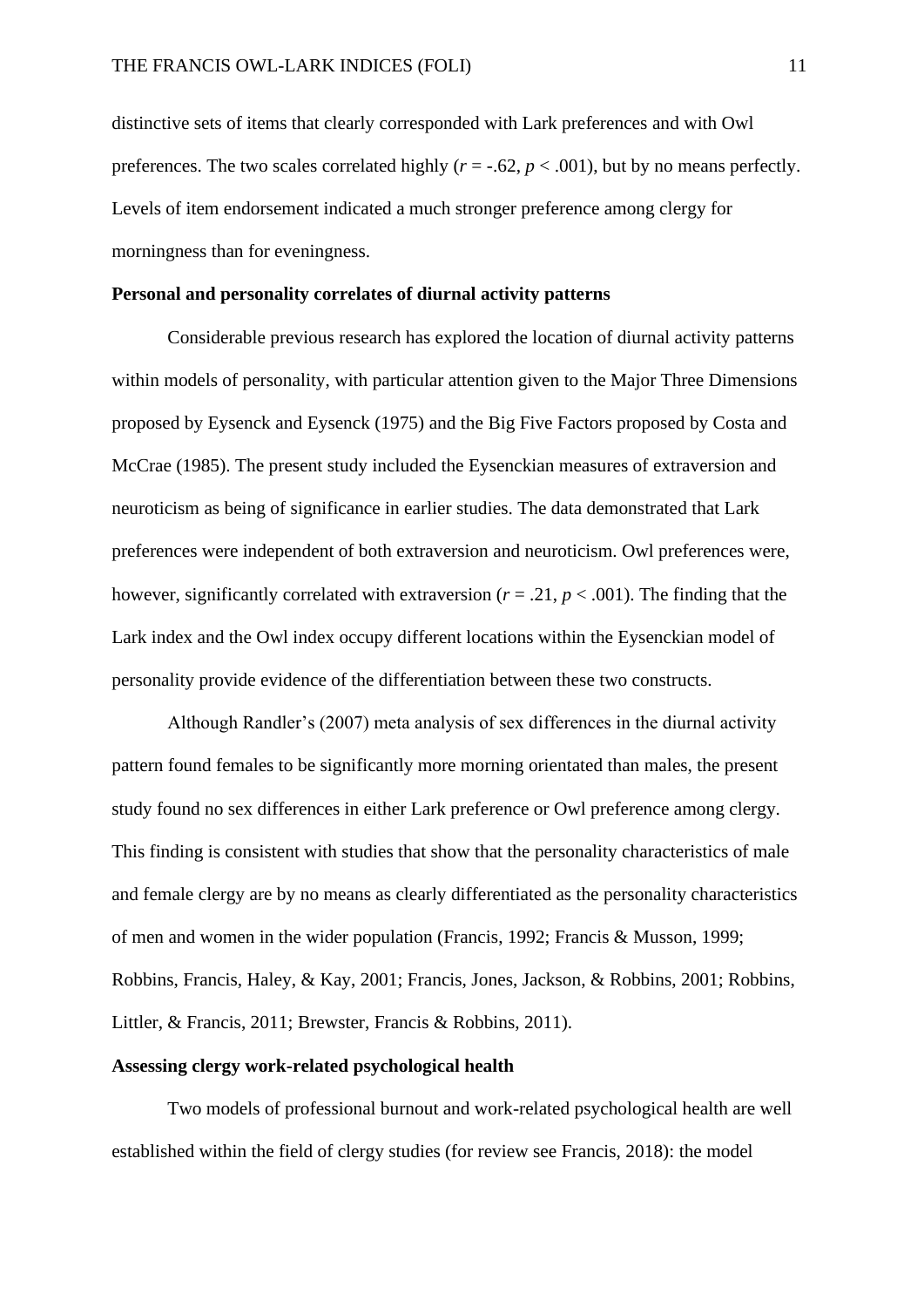distinctive sets of items that clearly corresponded with Lark preferences and with Owl preferences. The two scales correlated highly ($r = -.62$, $p < .001$), but by no means perfectly. Levels of item endorsement indicated a much stronger preference among clergy for morningness than for eveningness.

**Personal and personality correlates of diurnal activity patterns**

Considerable previous research has explored the location of diurnal activity patterns within models of personality, with particular attention given to the Major Three Dimensions proposed by Eysenck and Eysenck (1975) and the Big Five Factors proposed by Costa and McCrae (1985). The present study included the Eysenckian measures of extraversion and neuroticism as being of significance in earlier studies. The data demonstrated that Lark preferences were independent of both extraversion and neuroticism. Owl preferences were, however, significantly correlated with extraversion ($r = .21$, $p < .001$). The finding that the Lark index and the Owl index occupy different locations within the Eysenckian model of personality provide evidence of the differentiation between these two constructs.

Although Randler's (2007) meta analysis of sex differences in the diurnal activity pattern found females to be significantly more morning orientated than males, the present study found no sex differences in either Lark preference or Owl preference among clergy. This finding is consistent with studies that show that the personality characteristics of male and female clergy are by no means as clearly differentiated as the personality characteristics of men and women in the wider population (Francis, 1992; Francis & Musson, 1999; Robbins, Francis, Haley, & Kay, 2001; Francis, Jones, Jackson, & Robbins, 2001; Robbins, Littler, & Francis, 2011; Brewster, Francis & Robbins, 2011).

**Assessing clergy work-related psychological health**

Two models of professional burnout and work-related psychological health are well established within the field of clergy studies (for review see Francis, 2018): the model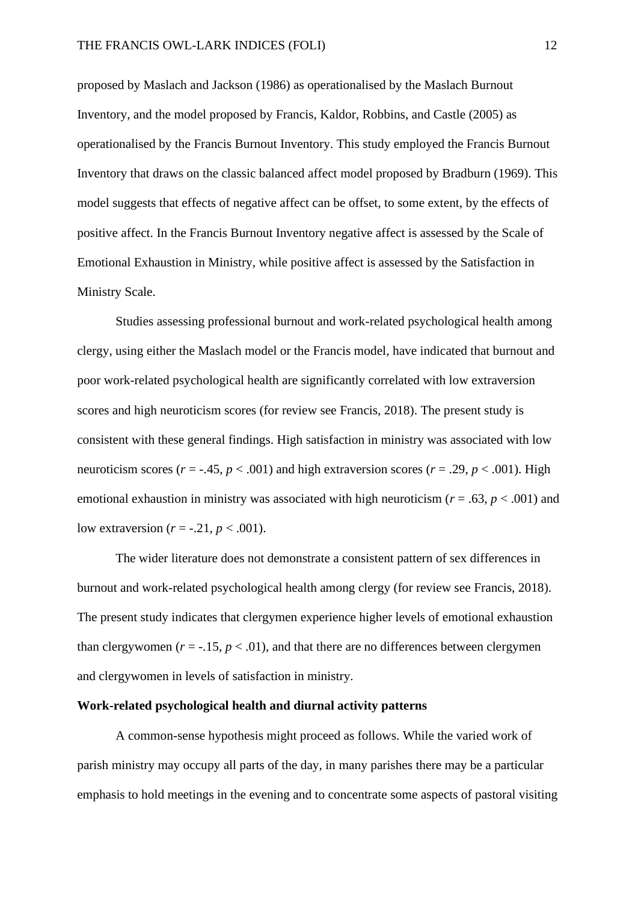proposed by Maslach and Jackson (1986) as operationalised by the Maslach Burnout Inventory, and the model proposed by Francis, Kaldor, Robbins, and Castle (2005) as operationalised by the Francis Burnout Inventory. This study employed the Francis Burnout Inventory that draws on the classic balanced affect model proposed by Bradburn (1969). This model suggests that effects of negative affect can be offset, to some extent, by the effects of positive affect. In the Francis Burnout Inventory negative affect is assessed by the Scale of Emotional Exhaustion in Ministry, while positive affect is assessed by the Satisfaction in Ministry Scale.

Studies assessing professional burnout and work-related psychological health among clergy, using either the Maslach model or the Francis model, have indicated that burnout and poor work-related psychological health are significantly correlated with low extraversion scores and high neuroticism scores (for review see Francis, 2018). The present study is consistent with these general findings. High satisfaction in ministry was associated with low neuroticism scores ($r = -.45$, $p < .001$) and high extraversion scores ($r = .29$, $p < .001$). High emotional exhaustion in ministry was associated with high neuroticism ($r = .63$, $p < .001$) and low extraversion ($r = -.21$, $p < .001$).

The wider literature does not demonstrate a consistent pattern of sex differences in burnout and work-related psychological health among clergy (for review see Francis, 2018). The present study indicates that clergymen experience higher levels of emotional exhaustion than clergywomen ($r = -.15$, $p < .01$), and that there are no differences between clergymen and clergywomen in levels of satisfaction in ministry.

**Work-related psychological health and diurnal activity patterns**

A common-sense hypothesis might proceed as follows. While the varied work of parish ministry may occupy all parts of the day, in many parishes there may be a particular emphasis to hold meetings in the evening and to concentrate some aspects of pastoral visiting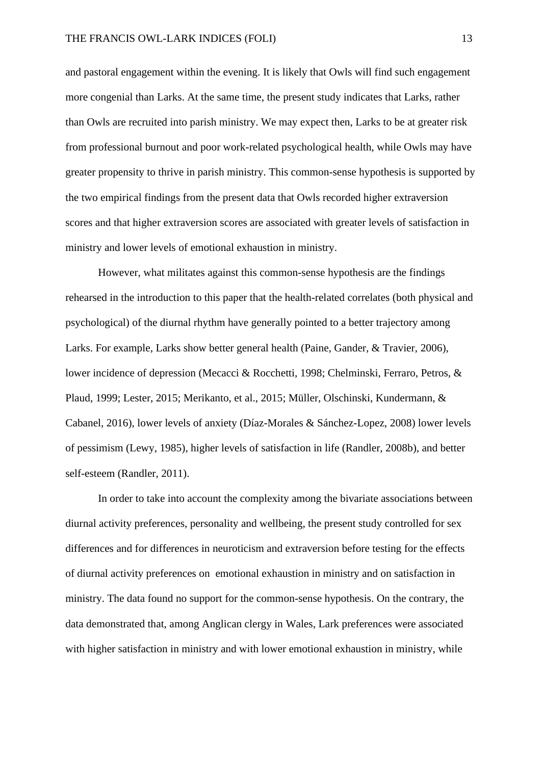and pastoral engagement within the evening. It is likely that Owls will find such engagement more congenial than Larks. At the same time, the present study indicates that Larks, rather than Owls are recruited into parish ministry. We may expect then, Larks to be at greater risk from professional burnout and poor work-related psychological health, while Owls may have greater propensity to thrive in parish ministry. This common-sense hypothesis is supported by the two empirical findings from the present data that Owls recorded higher extraversion scores and that higher extraversion scores are associated with greater levels of satisfaction in ministry and lower levels of emotional exhaustion in ministry.

However, what militates against this common-sense hypothesis are the findings rehearsed in the introduction to this paper that the health-related correlates (both physical and psychological) of the diurnal rhythm have generally pointed to a better trajectory among Larks. For example, Larks show better general health (Paine, Gander, & Travier, 2006), lower incidence of depression (Mecacci & Rocchetti, 1998; Chelminski, Ferraro, Petros, & Plaud, 1999; Lester, 2015; Merikanto, et al., 2015; Müller, Olschinski, Kundermann, & Cabanel, 2016), lower levels of anxiety (Díaz-Morales & Sánchez-Lopez, 2008) lower levels of pessimism (Lewy, 1985), higher levels of satisfaction in life (Randler, 2008b), and better self-esteem (Randler, 2011).

In order to take into account the complexity among the bivariate associations between diurnal activity preferences, personality and wellbeing, the present study controlled for sex differences and for differences in neuroticism and extraversion before testing for the effects of diurnal activity preferences on emotional exhaustion in ministry and on satisfaction in ministry. The data found no support for the common-sense hypothesis. On the contrary, the data demonstrated that, among Anglican clergy in Wales, Lark preferences were associated with higher satisfaction in ministry and with lower emotional exhaustion in ministry, while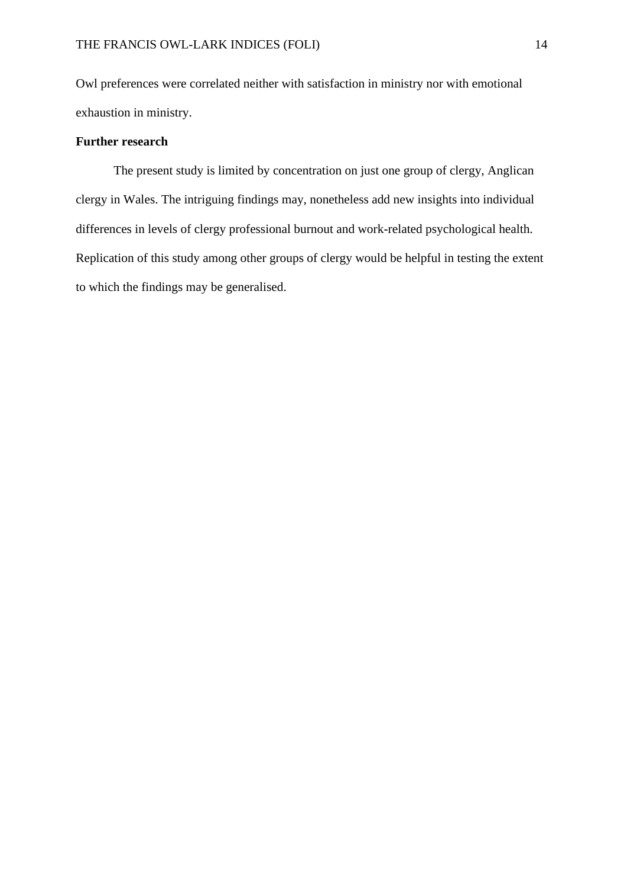Owl preferences were correlated neither with satisfaction in ministry nor with emotional exhaustion in ministry.

**Further research**

The present study is limited by concentration on just one group of clergy, Anglican clergy in Wales. The intriguing findings may, nonetheless add new insights into individual differences in levels of clergy professional burnout and work-related psychological health. Replication of this study among other groups of clergy would be helpful in testing the extent to which the findings may be generalised.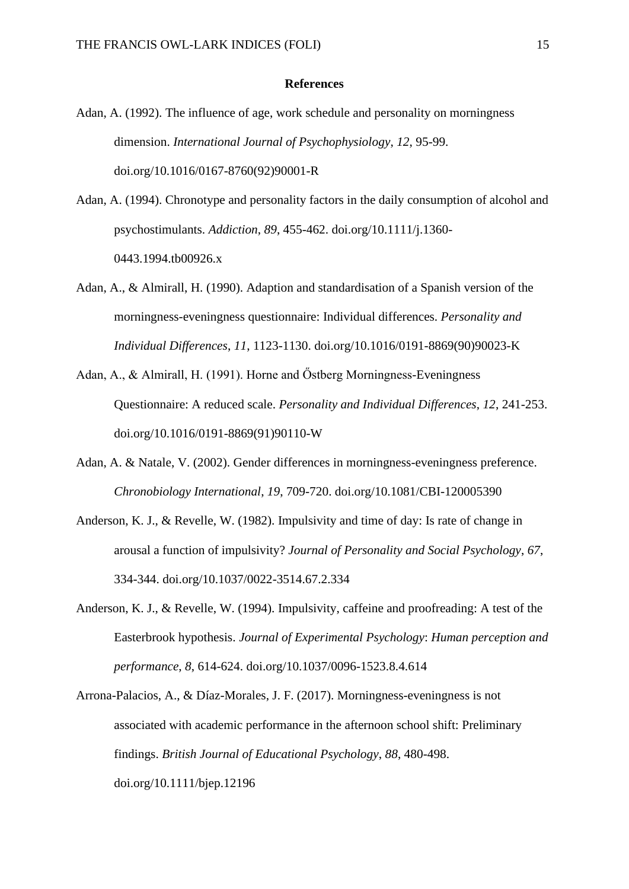## References

Adan, A. (1992). The influence of age, work schedule and personality on morningness dimension. *International Journal of Psychophysiology*, *12*, 95-99. doi.org/10.1016/0167-8760(92)90001-R

Adan, A. (1994). Chronotype and personality factors in the daily consumption of alcohol and psychostimulants. *Addiction*, *89*, 455-462. doi.org/10.1111/j.1360-0443.1994.tb00926.x

Adan, A., & Almirall, H. (1990). Adaption and standardisation of a Spanish version of the morningness-eveningness questionnaire: Individual differences. *Personality and Individual Differences*, *11*, 1123-1130. doi.org/10.1016/0191-8869(90)90023-K

Adan, A., & Almirall, H. (1991). Horne and Őstberg Morningness-Eveningness Questionnaire: A reduced scale. *Personality and Individual Differences*, *12*, 241-253. doi.org/10.1016/0191-8869(91)90110-W

Adan, A. & Natale, V. (2002). Gender differences in morningness-eveningness preference. *Chronobiology International*, *19*, 709-720. doi.org/10.1081/CBI-120005390

Anderson, K. J., & Revelle, W. (1982). Impulsivity and time of day: Is rate of change in arousal a function of impulsivity? *Journal of Personality and Social Psychology*, *67*, 334-344. doi.org/10.1037/0022-3514.67.2.334

Anderson, K. J., & Revelle, W. (1994). Impulsivity, caffeine and proofreading: A test of the Easterbrook hypothesis. *Journal of Experimental Psychology*: *Human perception and performance, 8*, 614-624. doi.org/10.1037/0096-1523.8.4.614

Arrona-Palacios, A., & Díaz-Morales, J. F. (2017). Morningness-eveningness is not associated with academic performance in the afternoon school shift: Preliminary findings. *British Journal of Educational Psychology*, *88*, 480-498. doi.org/10.1111/bjep.12196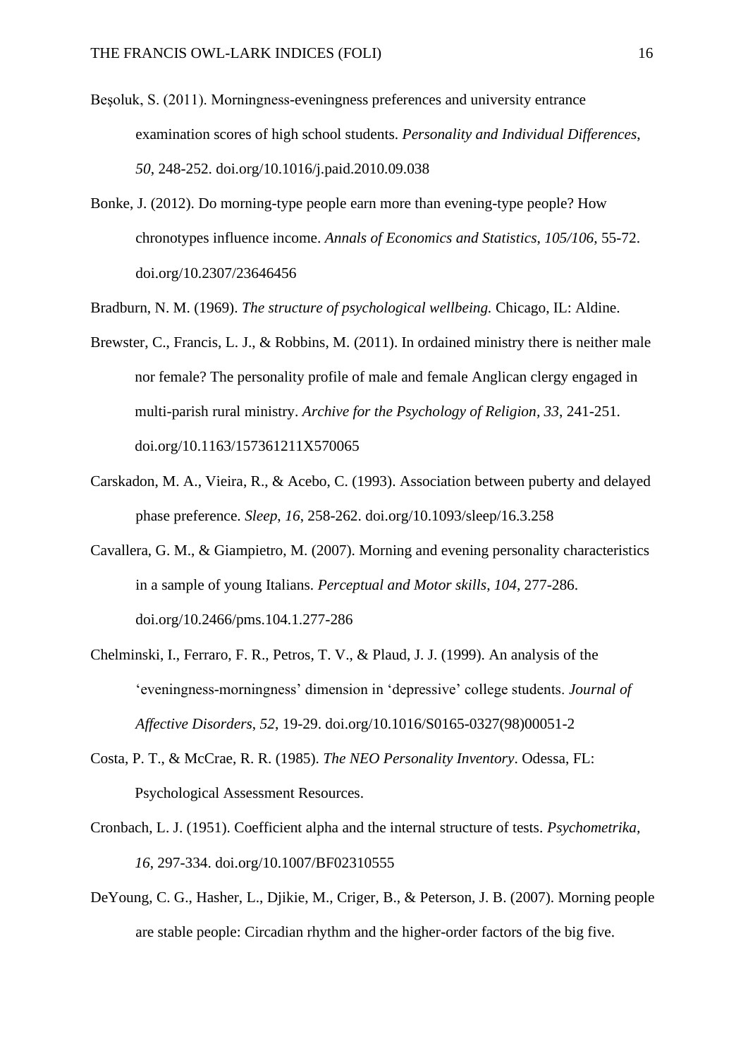Beşoluk, S. (2011). Morningness-eveningness preferences and university entrance examination scores of high school students. *Personality and Individual Differences*, *50*, 248-252. doi.org/10.1016/j.paid.2010.09.038

Bonke, J. (2012). Do morning-type people earn more than evening-type people? How chronotypes influence income. *Annals of Economics and Statistics*, *105/106*, 55-72. doi.org/10.2307/23646456

Bradburn, N. M. (1969). *The structure of psychological wellbeing.* Chicago, IL: Aldine.

Brewster, C., Francis, L. J., & Robbins, M. (2011). In ordained ministry there is neither male nor female? The personality profile of male and female Anglican clergy engaged in multi-parish rural ministry. *Archive for the Psychology of Religion, 33*, 241-251. doi.org/10.1163/157361211X570065

Carskadon, M. A., Vieira, R., & Acebo, C. (1993). Association between puberty and delayed phase preference. *Sleep*, *16*, 258-262. doi.org/10.1093/sleep/16.3.258

Cavallera, G. M., & Giampietro, M. (2007). Morning and evening personality characteristics in a sample of young Italians. *Perceptual and Motor skills*, *104,* 277-286. doi.org/10.2466/pms.104.1.277-286

Chelminski, I., Ferraro, F. R., Petros, T. V., & Plaud, J. J. (1999). An analysis of the 'eveningness-morningness' dimension in 'depressive' college students. *Journal of Affective Disorders*, *52*, 19-29. doi.org/10.1016/S0165-0327(98)00051-2

Costa, P. T., & McCrae, R. R. (1985). *The NEO Personality Inventory*. Odessa, FL: Psychological Assessment Resources.

Cronbach, L. J. (1951). Coefficient alpha and the internal structure of tests. *Psychometrika, 16*, 297-334. doi.org/10.1007/BF02310555

DeYoung, C. G., Hasher, L., Djikie, M., Criger, B., & Peterson, J. B. (2007). Morning people are stable people: Circadian rhythm and the higher-order factors of the big five.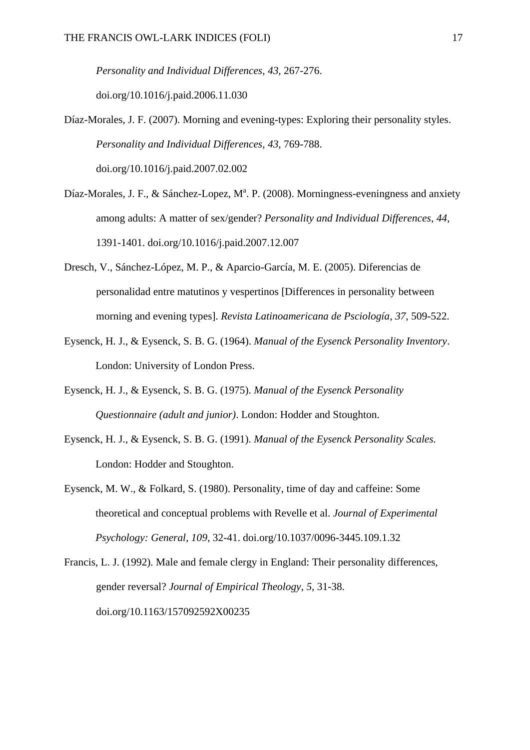*Personality and Individual Differences*, *43*, 267-276. doi.org/10.1016/j.paid.2006.11.030

Díaz-Morales, J. F. (2007). Morning and evening-types: Exploring their personality styles. *Personality and Individual Differences*, *43*, 769-788. doi.org/10.1016/j.paid.2007.02.002

Díaz-Morales, J. F., & Sánchez-Lopez, Mª. P. (2008). Morningness-eveningness and anxiety among adults: A matter of sex/gender? *Personality and Individual Differences*, *44*, 1391-1401. doi.org/10.1016/j.paid.2007.12.007

Dresch, V., Sánchez-López, M. P., & Aparcio-García, M. E. (2005). Diferencias de personalidad entre matutinos y vespertinos [Differences in personality between morning and evening types]. *Revista Latinoamericana de Psciología*, *37*, 509-522.

Eysenck, H. J., & Eysenck, S. B. G. (1964). *Manual of the Eysenck Personality Inventory*. London: University of London Press.

Eysenck, H. J., & Eysenck, S. B. G. (1975). *Manual of the Eysenck Personality Questionnaire (adult and junior)*. London: Hodder and Stoughton.

Eysenck, H. J., & Eysenck, S. B. G. (1991). *Manual of the Eysenck Personality Scales.* London: Hodder and Stoughton.

Eysenck, M. W., & Folkard, S. (1980). Personality, time of day and caffeine: Some theoretical and conceptual problems with Revelle et al. *Journal of Experimental Psychology: General*, *109*, 32-41. doi.org/10.1037/0096-3445.109.1.32

Francis, L. J. (1992). Male and female clergy in England: Their personality differences, gender reversal? *Journal of Empirical Theology*, *5*, 31-38. doi.org/10.1163/157092592X00235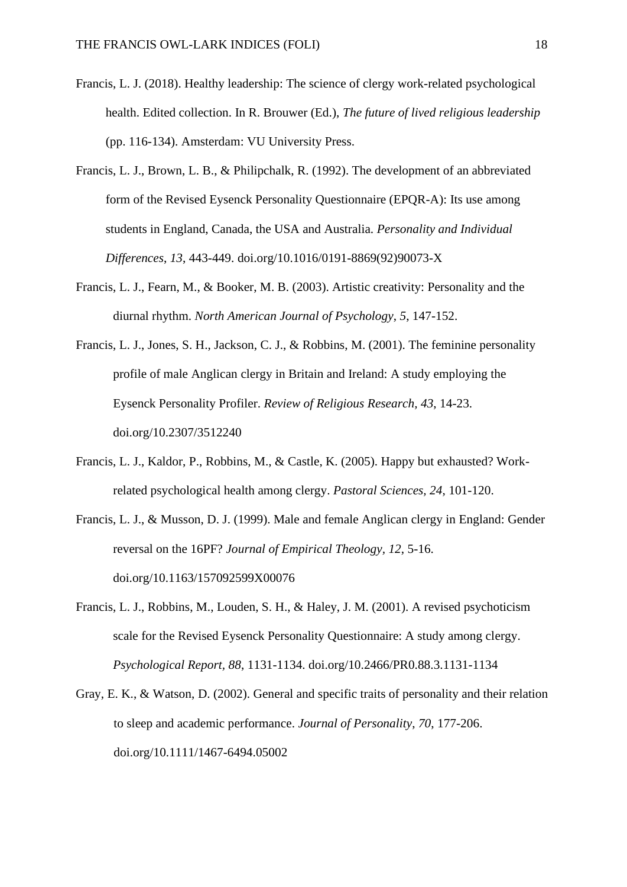Francis, L. J. (2018). Healthy leadership: The science of clergy work-related psychological health. Edited collection. In R. Brouwer (Ed.), *The future of lived religious leadership* (pp. 116-134). Amsterdam: VU University Press.

Francis, L. J., Brown, L. B., & Philipchalk, R. (1992). The development of an abbreviated form of the Revised Eysenck Personality Questionnaire (EPQR-A): Its use among students in England, Canada, the USA and Australia. *Personality and Individual Differences*, *13*, 443-449. doi.org/10.1016/0191-8869(92)90073-X

Francis, L. J., Fearn, M., & Booker, M. B. (2003). Artistic creativity: Personality and the diurnal rhythm. *North American Journal of Psychology*, *5*, 147-152.

Francis, L. J., Jones, S. H., Jackson, C. J., & Robbins, M. (2001). The feminine personality profile of male Anglican clergy in Britain and Ireland: A study employing the Eysenck Personality Profiler. *Review of Religious Research, 43*, 14-23. doi.org/10.2307/3512240

Francis, L. J., Kaldor, P., Robbins, M., & Castle, K. (2005). Happy but exhausted? Work-related psychological health among clergy. *Pastoral Sciences, 24*, 101-120.

Francis, L. J., & Musson, D. J. (1999). Male and female Anglican clergy in England: Gender reversal on the 16PF? *Journal of Empirical Theology, 12*, 5-16. doi.org/10.1163/157092599X00076

Francis, L. J., Robbins, M., Louden, S. H., & Haley, J. M. (2001). A revised psychoticism scale for the Revised Eysenck Personality Questionnaire: A study among clergy. *Psychological Report, 88*, 1131-1134. doi.org/10.2466/PR0.88.3.1131-1134

Gray, E. K., & Watson, D. (2002). General and specific traits of personality and their relation to sleep and academic performance. *Journal of Personality*, *70*, 177-206. doi.org/10.1111/1467-6494.05002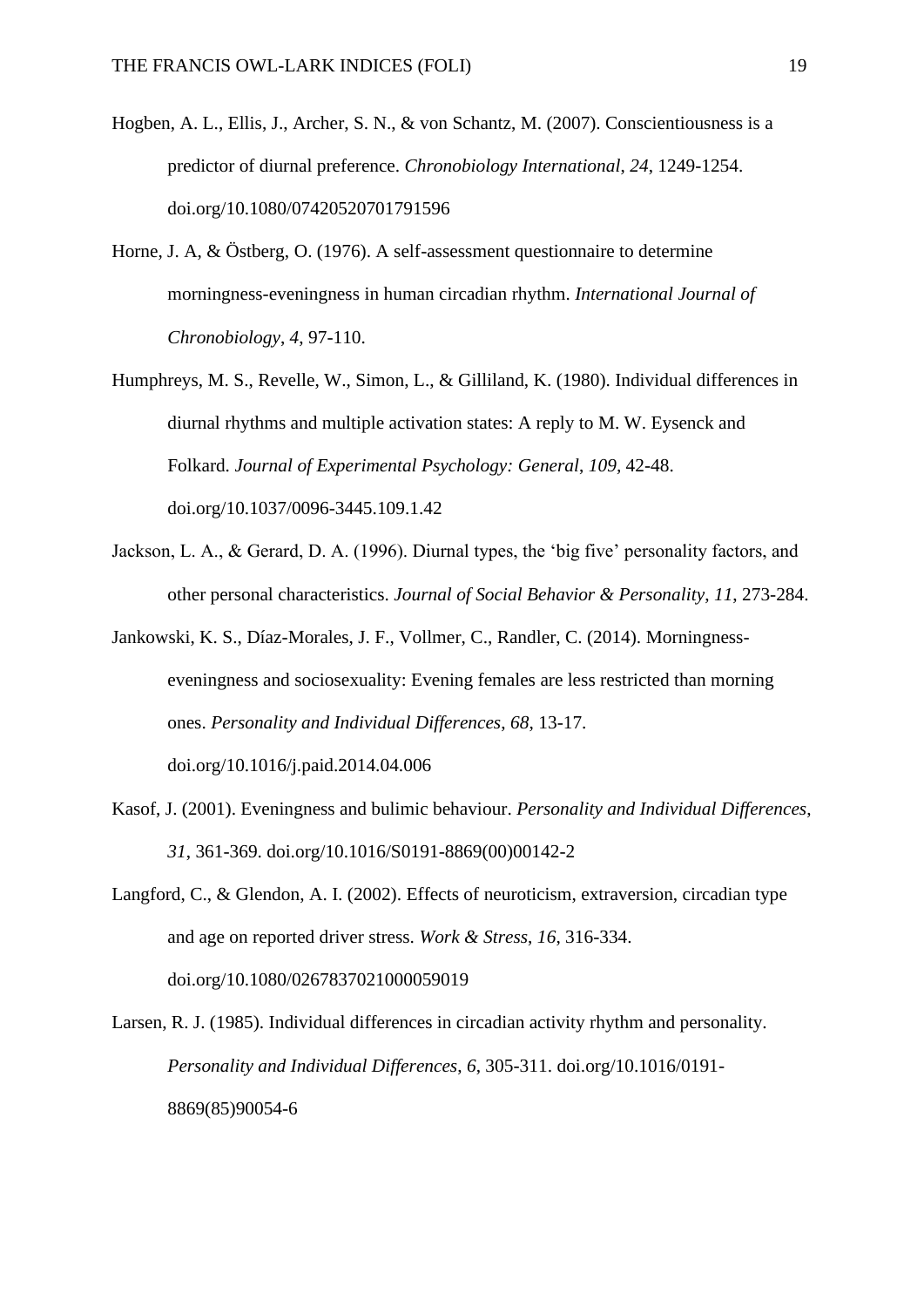Hogben, A. L., Ellis, J., Archer, S. N., & von Schantz, M. (2007). Conscientiousness is a predictor of diurnal preference. *Chronobiology International*, *24*, 1249-1254. doi.org/10.1080/07420520701791596

Horne, J. A, & Östberg, O. (1976). A self-assessment questionnaire to determine morningness-eveningness in human circadian rhythm. *International Journal of Chronobiology*, *4*, 97-110.

Humphreys, M. S., Revelle, W., Simon, L., & Gilliland, K. (1980). Individual differences in diurnal rhythms and multiple activation states: A reply to M. W. Eysenck and Folkard. *Journal of Experimental Psychology: General*, *109*, 42-48. doi.org/10.1037/0096-3445.109.1.42

Jackson, L. A., & Gerard, D. A. (1996). Diurnal types, the 'big five' personality factors, and other personal characteristics. *Journal of Social Behavior & Personality*, *11*, 273-284.

Jankowski, K. S., Díaz-Morales, J. F., Vollmer, C., Randler, C. (2014). Morningness-eveningness and sociosexuality: Evening females are less restricted than morning ones. *Personality and Individual Differences*, *68*, 13-17. doi.org/10.1016/j.paid.2014.04.006

Kasof, J. (2001). Eveningness and bulimic behaviour. *Personality and Individual Differences*, *31*, 361-369. doi.org/10.1016/S0191-8869(00)00142-2

Langford, C., & Glendon, A. I. (2002). Effects of neuroticism, extraversion, circadian type and age on reported driver stress. *Work & Stress*, *16*, 316-334. doi.org/10.1080/0267837021000059019

Larsen, R. J. (1985). Individual differences in circadian activity rhythm and personality. *Personality and Individual Differences*, *6*, 305-311. doi.org/10.1016/0191-8869(85)90054-6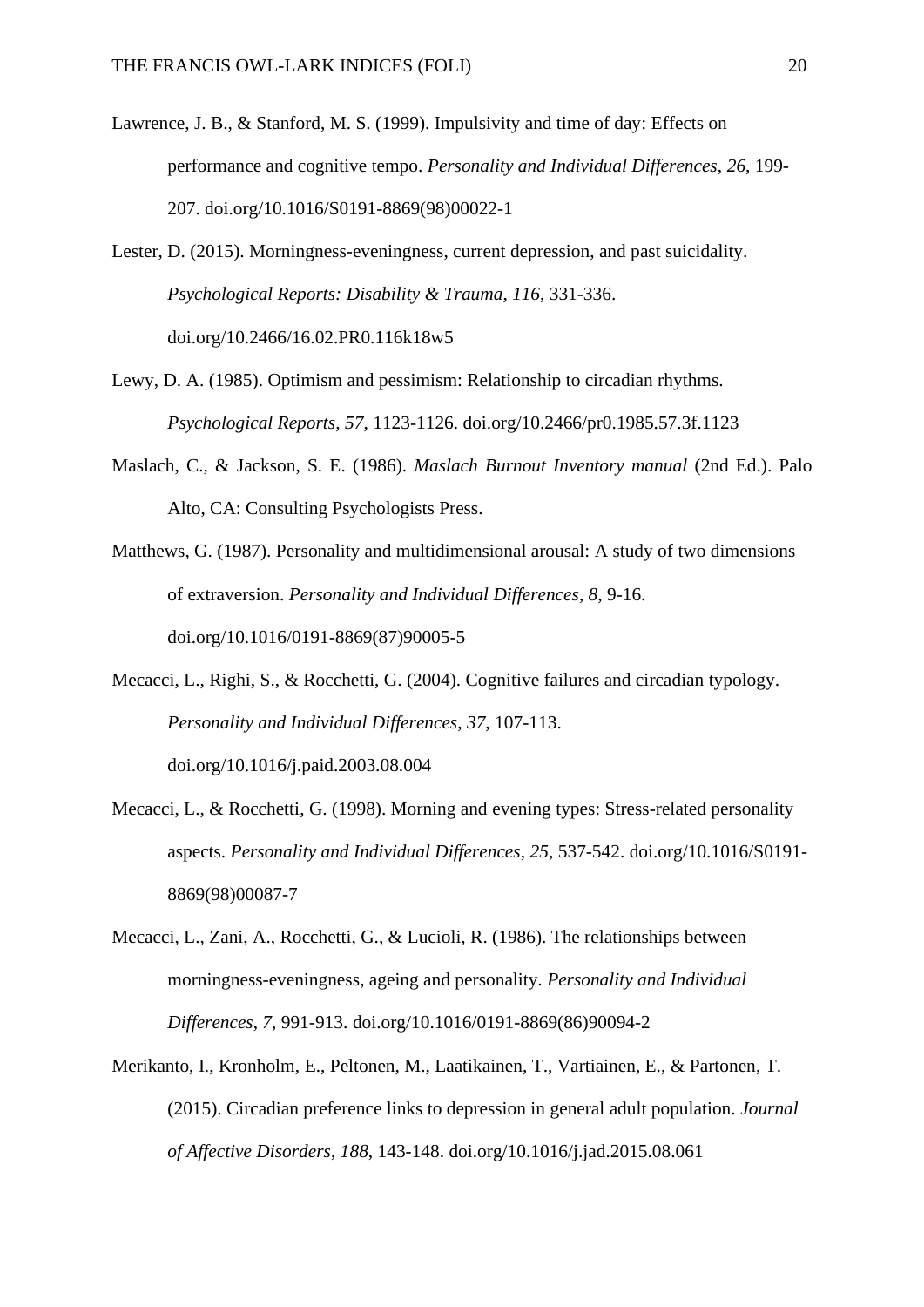Lawrence, J. B., & Stanford, M. S. (1999). Impulsivity and time of day: Effects on performance and cognitive tempo. *Personality and Individual Differences*, *26*, 199-207. doi.org/10.1016/S0191-8869(98)00022-1

Lester, D. (2015). Morningness-eveningness, current depression, and past suicidality. *Psychological Reports: Disability & Trauma*, *116*, 331-336. doi.org/10.2466/16.02.PR0.116k18w5

Lewy, D. A. (1985). Optimism and pessimism: Relationship to circadian rhythms. *Psychological Reports*, *57*, 1123-1126. doi.org/10.2466/pr0.1985.57.3f.1123

Maslach, C., & Jackson, S. E. (1986). *Maslach Burnout Inventory manual* (2nd Ed.). Palo Alto, CA: Consulting Psychologists Press.

Matthews, G. (1987). Personality and multidimensional arousal: A study of two dimensions of extraversion. *Personality and Individual Differences*, *8*, 9-16. doi.org/10.1016/0191-8869(87)90005-5

Mecacci, L., Righi, S., & Rocchetti, G. (2004). Cognitive failures and circadian typology. *Personality and Individual Differences*, *37*, 107-113. doi.org/10.1016/j.paid.2003.08.004

Mecacci, L., & Rocchetti, G. (1998). Morning and evening types: Stress-related personality aspects. *Personality and Individual Differences*, *25*, 537-542. doi.org/10.1016/S0191-8869(98)00087-7

Mecacci, L., Zani, A., Rocchetti, G., & Lucioli, R. (1986). The relationships between morningness-eveningness, ageing and personality. *Personality and Individual Differences*, *7*, 991-913. doi.org/10.1016/0191-8869(86)90094-2

Merikanto, I., Kronholm, E., Peltonen, M., Laatikainen, T., Vartiainen, E., & Partonen, T. (2015). Circadian preference links to depression in general adult population. *Journal of Affective Disorders*, *188*, 143-148. doi.org/10.1016/j.jad.2015.08.061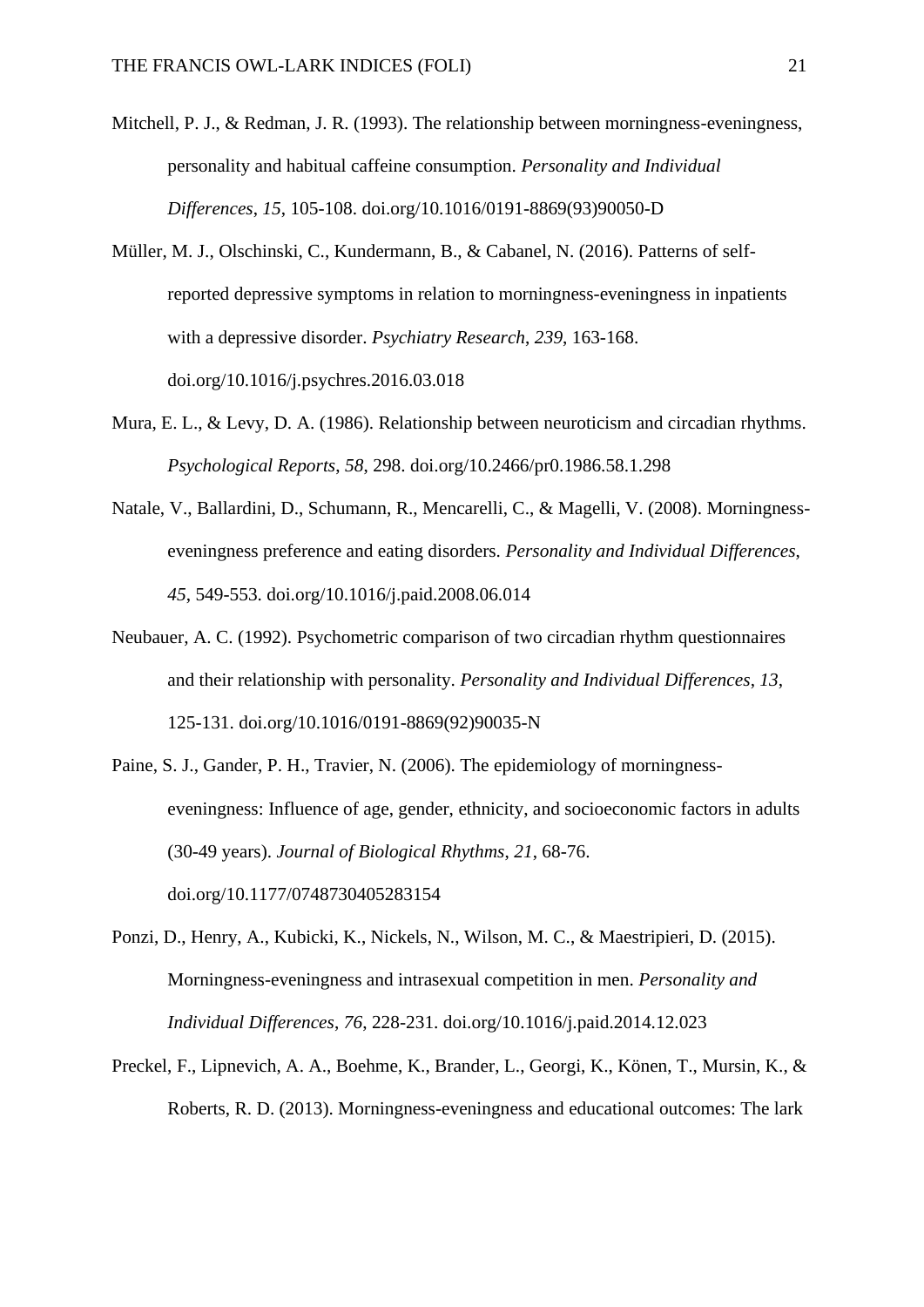Mitchell, P. J., & Redman, J. R. (1993). The relationship between morningness-eveningness, personality and habitual caffeine consumption. *Personality and Individual Differences*, *15*, 105-108. doi.org/10.1016/0191-8869(93)90050-D

Müller, M. J., Olschinski, C., Kundermann, B., & Cabanel, N. (2016). Patterns of self-reported depressive symptoms in relation to morningness-eveningness in inpatients with a depressive disorder. *Psychiatry Research*, *239*, 163-168. doi.org/10.1016/j.psychres.2016.03.018

Mura, E. L., & Levy, D. A. (1986). Relationship between neuroticism and circadian rhythms. *Psychological Reports*, *58*, 298. doi.org/10.2466/pr0.1986.58.1.298

Natale, V., Ballardini, D., Schumann, R., Mencarelli, C., & Magelli, V. (2008). Morningness-eveningness preference and eating disorders. *Personality and Individual Differences*, *45*, 549-553. doi.org/10.1016/j.paid.2008.06.014

Neubauer, A. C. (1992). Psychometric comparison of two circadian rhythm questionnaires and their relationship with personality. *Personality and Individual Differences*, *13*, 125-131. doi.org/10.1016/0191-8869(92)90035-N

Paine, S. J., Gander, P. H., Travier, N. (2006). The epidemiology of morningness-eveningness: Influence of age, gender, ethnicity, and socioeconomic factors in adults (30-49 years). *Journal of Biological Rhythms*, *21*, 68-76. doi.org/10.1177/0748730405283154

Ponzi, D., Henry, A., Kubicki, K., Nickels, N., Wilson, M. C., & Maestripieri, D. (2015). Morningness-eveningness and intrasexual competition in men. *Personality and Individual Differences*, *76*, 228-231. doi.org/10.1016/j.paid.2014.12.023

Preckel, F., Lipnevich, A. A., Boehme, K., Brander, L., Georgi, K., Könen, T., Mursin, K., & Roberts, R. D. (2013). Morningness-eveningness and educational outcomes: The lark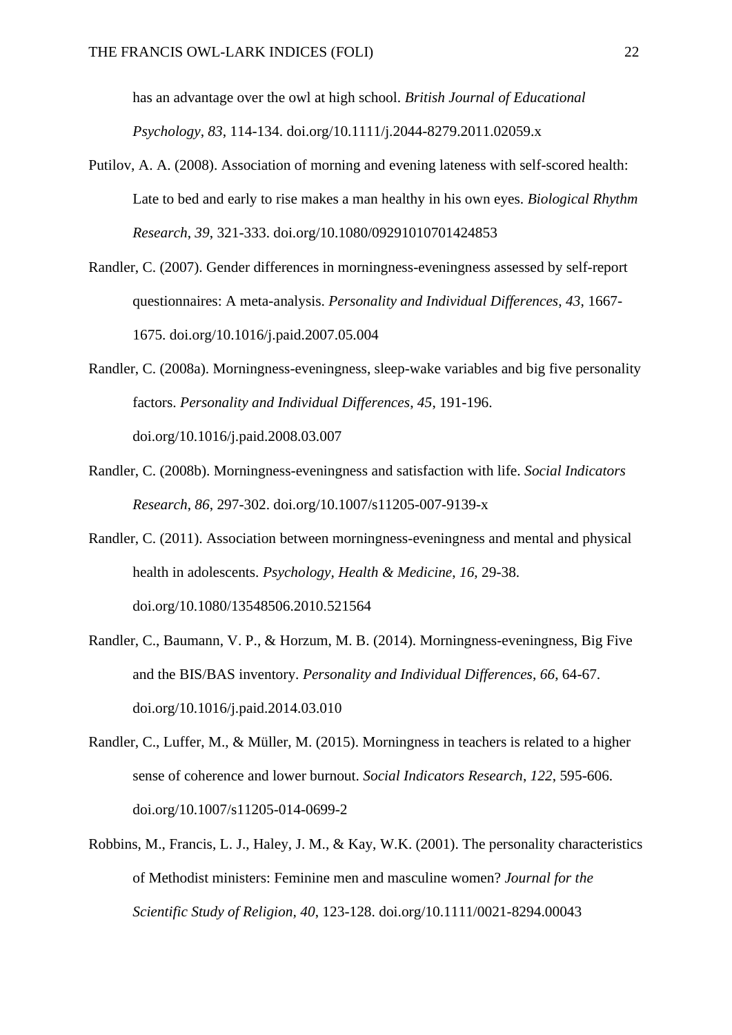has an advantage over the owl at high school. *British Journal of Educational Psychology*, *83*, 114-134. doi.org/10.1111/j.2044-8279.2011.02059.x

Putilov, A. A. (2008). Association of morning and evening lateness with self-scored health: Late to bed and early to rise makes a man healthy in his own eyes. *Biological Rhythm Research*, *39*, 321-333. doi.org/10.1080/09291010701424853

Randler, C. (2007). Gender differences in morningness-eveningness assessed by self-report questionnaires: A meta-analysis. *Personality and Individual Differences*, *43*, 1667-1675. doi.org/10.1016/j.paid.2007.05.004

Randler, C. (2008a). Morningness-eveningness, sleep-wake variables and big five personality factors. *Personality and Individual Differences*, *45*, 191-196. doi.org/10.1016/j.paid.2008.03.007

Randler, C. (2008b). Morningness-eveningness and satisfaction with life. *Social Indicators Research*, *86*, 297-302. doi.org/10.1007/s11205-007-9139-x

Randler, C. (2011). Association between morningness-eveningness and mental and physical health in adolescents. *Psychology, Health & Medicine*, *16*, 29-38. doi.org/10.1080/13548506.2010.521564

Randler, C., Baumann, V. P., & Horzum, M. B. (2014). Morningness-eveningness, Big Five and the BIS/BAS inventory. *Personality and Individual Differences*, *66*, 64-67. doi.org/10.1016/j.paid.2014.03.010

Randler, C., Luffer, M., & Müller, M. (2015). Morningness in teachers is related to a higher sense of coherence and lower burnout. *Social Indicators Research*, *122*, 595-606. doi.org/10.1007/s11205-014-0699-2

Robbins, M., Francis, L. J., Haley, J. M., & Kay, W.K. (2001). The personality characteristics of Methodist ministers: Feminine men and masculine women? *Journal for the Scientific Study of Religion*, *40*, 123-128. doi.org/10.1111/0021-8294.00043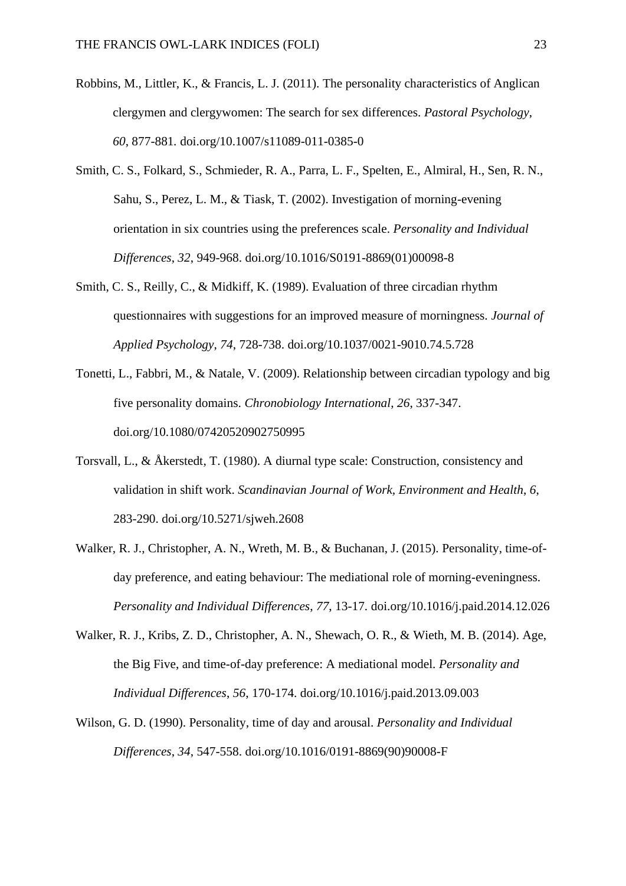Robbins, M., Littler, K., & Francis, L. J. (2011). The personality characteristics of Anglican clergymen and clergywomen: The search for sex differences. *Pastoral Psychology*, *60*, 877-881. doi.org/10.1007/s11089-011-0385-0

Smith, C. S., Folkard, S., Schmieder, R. A., Parra, L. F., Spelten, E., Almiral, H., Sen, R. N., Sahu, S., Perez, L. M., & Tiask, T. (2002). Investigation of morning-evening orientation in six countries using the preferences scale. *Personality and Individual Differences*, *32*, 949-968. doi.org/10.1016/S0191-8869(01)00098-8

Smith, C. S., Reilly, C., & Midkiff, K. (1989). Evaluation of three circadian rhythm questionnaires with suggestions for an improved measure of morningness. *Journal of Applied Psychology*, *74*, 728-738. doi.org/10.1037/0021-9010.74.5.728

Tonetti, L., Fabbri, M., & Natale, V. (2009). Relationship between circadian typology and big five personality domains. *Chronobiology International*, *26*, 337-347. doi.org/10.1080/07420520902750995

Torsvall, L., & Åkerstedt, T. (1980). A diurnal type scale: Construction, consistency and validation in shift work. *Scandinavian Journal of Work, Environment and Health*, *6*, 283-290. doi.org/10.5271/sjweh.2608

Walker, R. J., Christopher, A. N., Wreth, M. B., & Buchanan, J. (2015). Personality, time-of-day preference, and eating behaviour: The mediational role of morning-eveningness. *Personality and Individual Differences*, *77*, 13-17. doi.org/10.1016/j.paid.2014.12.026

Walker, R. J., Kribs, Z. D., Christopher, A. N., Shewach, O. R., & Wieth, M. B. (2014). Age, the Big Five, and time-of-day preference: A mediational model. *Personality and Individual Differences*, *56*, 170-174. doi.org/10.1016/j.paid.2013.09.003

Wilson, G. D. (1990). Personality, time of day and arousal. *Personality and Individual Differences*, *34*, 547-558. doi.org/10.1016/0191-8869(90)90008-F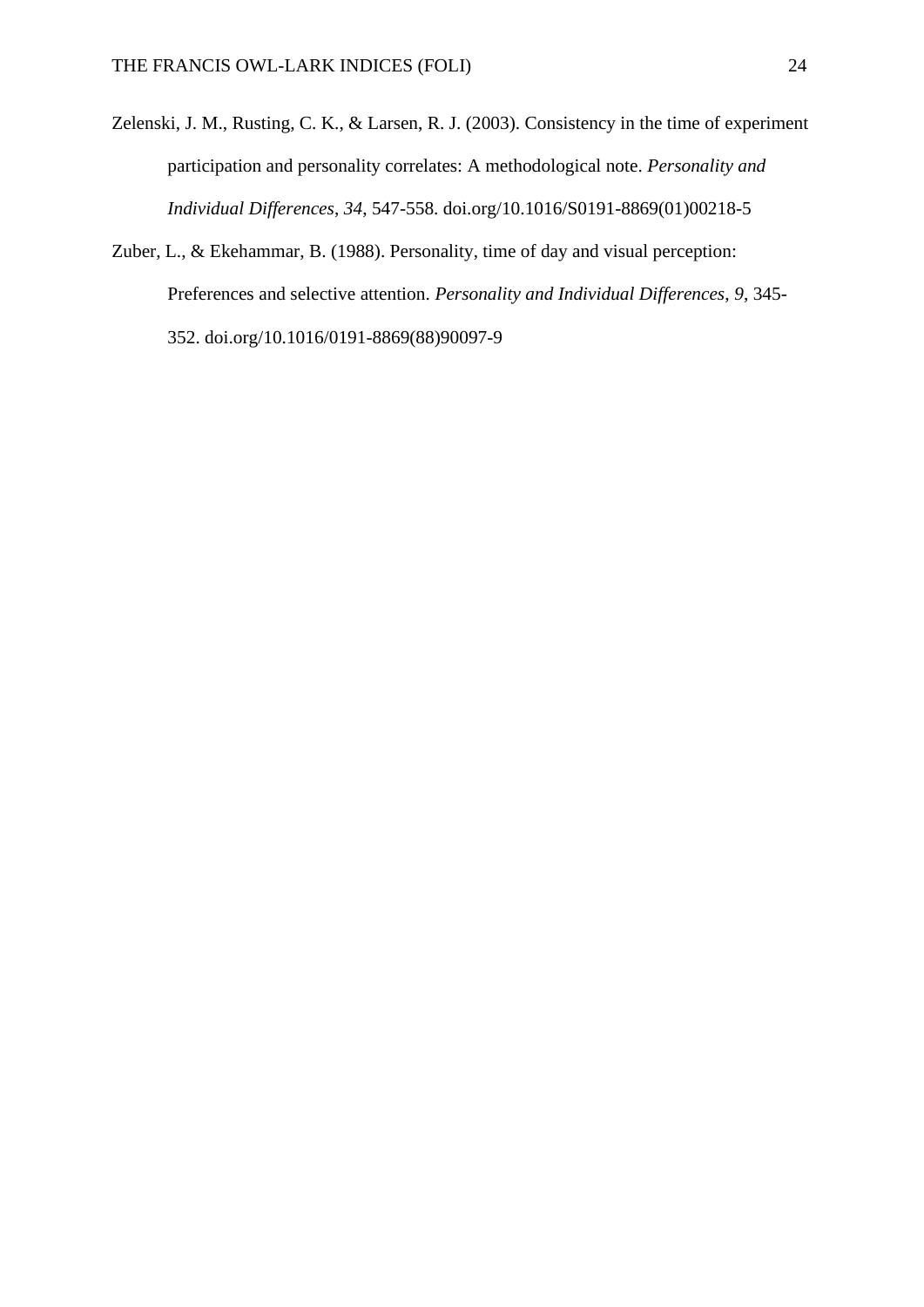Zelenski, J. M., Rusting, C. K., & Larsen, R. J. (2003). Consistency in the time of experiment participation and personality correlates: A methodological note. *Personality and Individual Differences*, *34*, 547-558. doi.org/10.1016/S0191-8869(01)00218-5

Zuber, L., & Ekehammar, B. (1988). Personality, time of day and visual perception: Preferences and selective attention. *Personality and Individual Differences*, *9*, 345-352. doi.org/10.1016/0191-8869(88)90097-9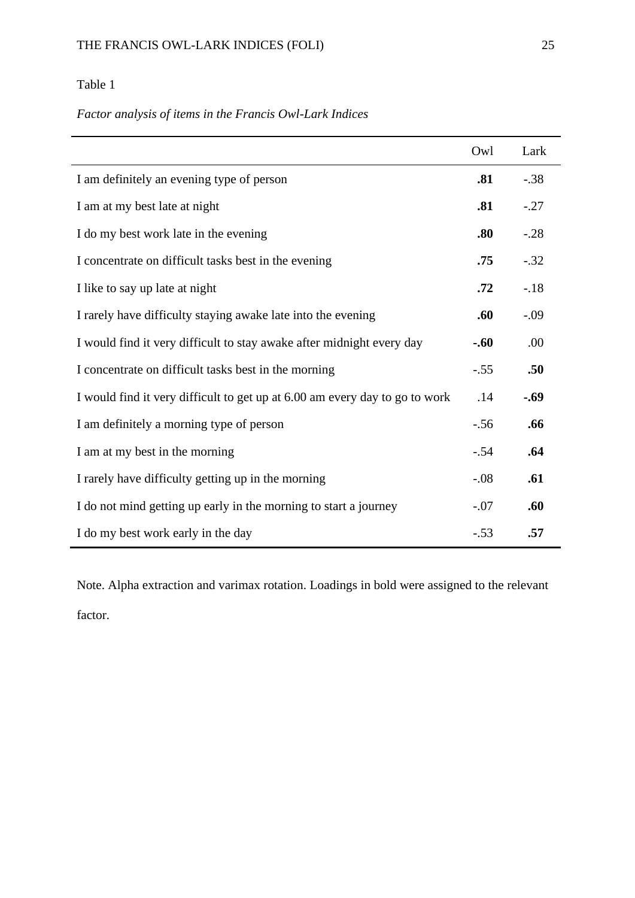Table 1

*Factor analysis of items in the Francis Owl-Lark Indices*

| | Owl | Lark |
|---|---|---|
| I am definitely an evening type of person | **.81** | -.38 |
| I am at my best late at night | **.81** | -.27 |
| I do my best work late in the evening | **.80** | -.28 |
| I concentrate on difficult tasks best in the evening | **.75** | -.32 |
| I like to say up late at night | **.72** | -.18 |
| I rarely have difficulty staying awake late into the evening | **.60** | -.09 |
| I would find it very difficult to stay awake after midnight every day | **-.60** | .00 |
| I concentrate on difficult tasks best in the morning | -.55 | **.50** |
| I would find it very difficult to get up at 6.00 am every day to go to work | .14 | **-.69** |
| I am definitely a morning type of person | -.56 | **.66** |
| I am at my best in the morning | -.54 | **.64** |
| I rarely have difficulty getting up in the morning | -.08 | **.61** |
| I do not mind getting up early in the morning to start a journey | -.07 | **.60** |
| I do my best work early in the day | -.53 | **.57** |

Note. Alpha extraction and varimax rotation. Loadings in bold were assigned to the relevant factor.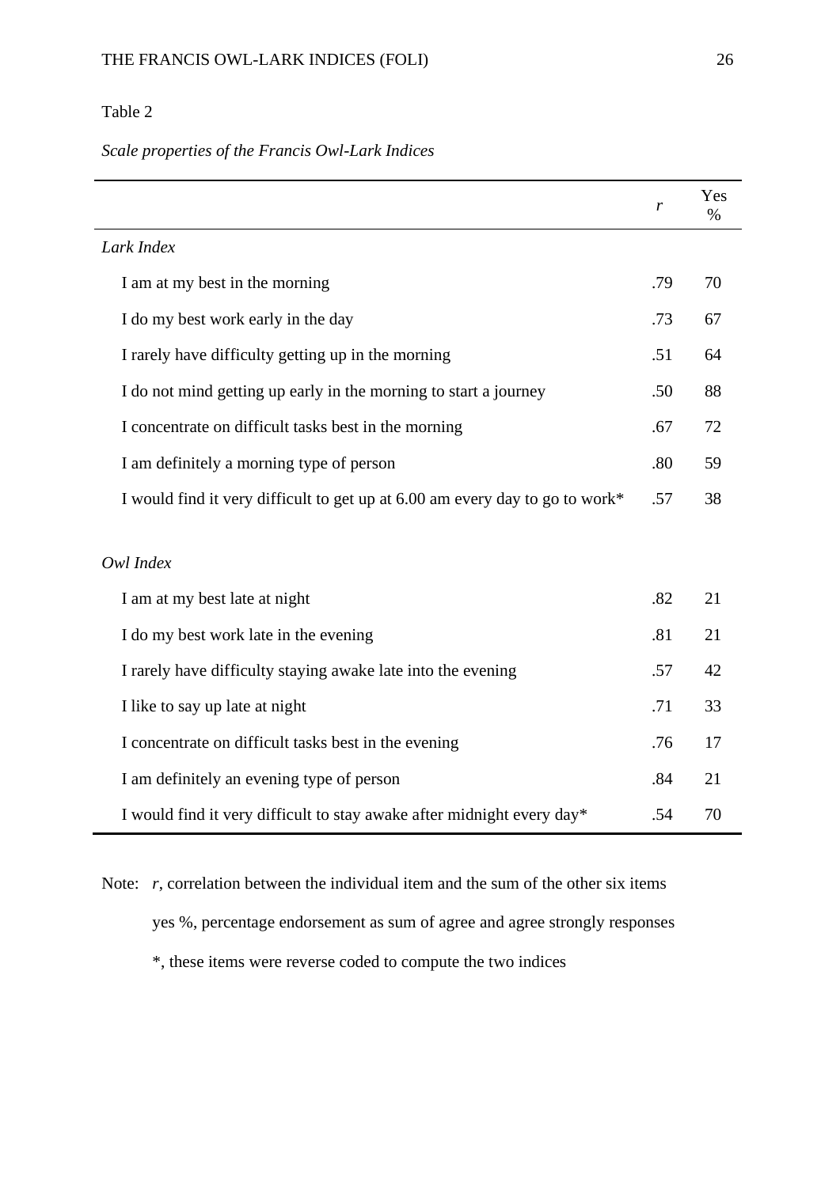Table 2

*Scale properties of the Francis Owl-Lark Indices*

| | *r* | Yes % |
|---|---|---|
| *Lark Index* | | |
| I am at my best in the morning | .79 | 70 |
| I do my best work early in the day | .73 | 67 |
| I rarely have difficulty getting up in the morning | .51 | 64 |
| I do not mind getting up early in the morning to start a journey | .50 | 88 |
| I concentrate on difficult tasks best in the morning | .67 | 72 |
| I am definitely a morning type of person | .80 | 59 |
| I would find it very difficult to get up at 6.00 am every day to go to work* | .57 | 38 |
| *Owl Index* | | |
| I am at my best late at night | .82 | 21 |
| I do my best work late in the evening | .81 | 21 |
| I rarely have difficulty staying awake late into the evening | .57 | 42 |
| I like to say up late at night | .71 | 33 |
| I concentrate on difficult tasks best in the evening | .76 | 17 |
| I am definitely an evening type of person | .84 | 21 |
| I would find it very difficult to stay awake after midnight every day* | .54 | 70 |

Note: *r*, correlation between the individual item and the sum of the other six items

yes %, percentage endorsement as sum of agree and agree strongly responses

*, these items were reverse coded to compute the two indices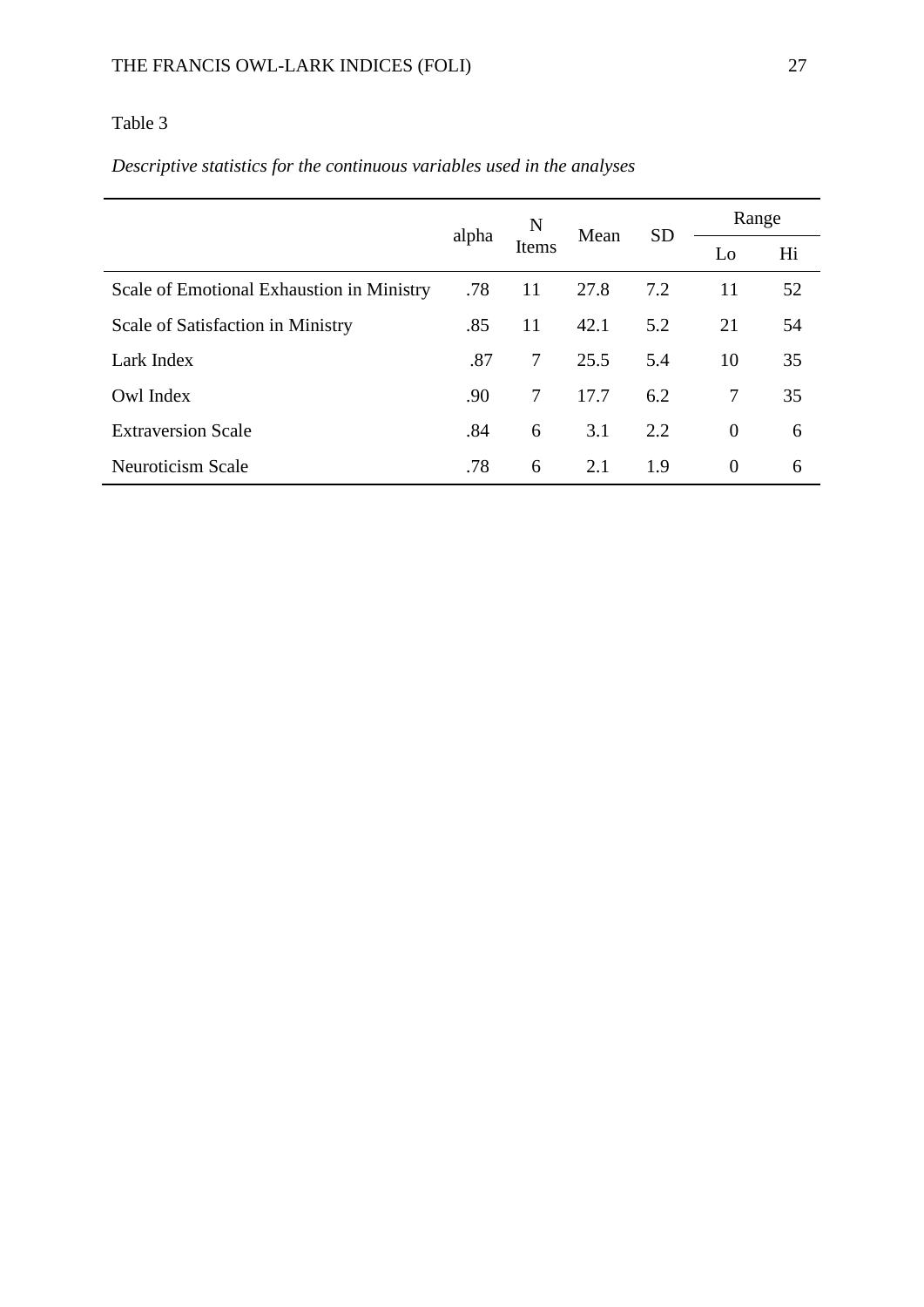Table 3

*Descriptive statistics for the continuous variables used in the analyses*

| | alpha | N Items | Mean | SD | Range | |
|---|---|---|---|---|---|---|
| | | | | | Lo | Hi |
| Scale of Emotional Exhaustion in Ministry | .78 | 11 | 27.8 | 7.2 | 11 | 52 |
| Scale of Satisfaction in Ministry | .85 | 11 | 42.1 | 5.2 | 21 | 54 |
| Lark Index | .87 | 7 | 25.5 | 5.4 | 10 | 35 |
| Owl Index | .90 | 7 | 17.7 | 6.2 | 7 | 35 |
| Extraversion Scale | .84 | 6 | 3.1 | 2.2 | 0 | 6 |
| Neuroticism Scale | .78 | 6 | 2.1 | 1.9 | 0 | 6 |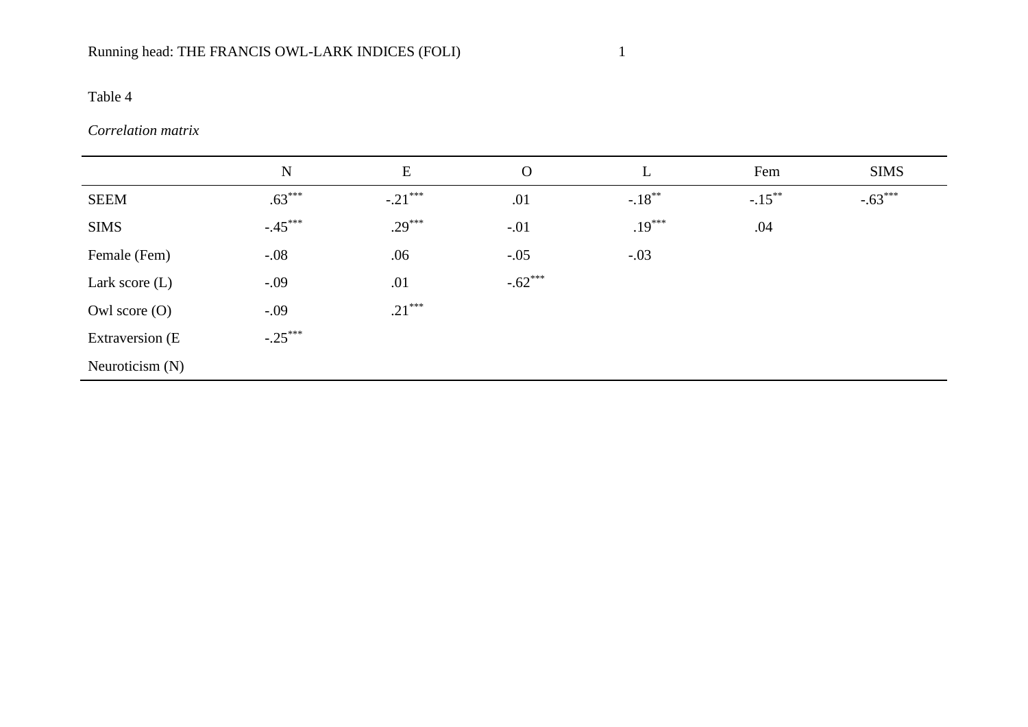Table 4

*Correlation matrix*

| | N | E | O | L | Fem | SIMS |
|---|---|---|---|---|---|---|
| SEEM | .63*** | -.21*** | .01 | -.18** | -.15** | -.63*** |
| SIMS | -.45*** | .29*** | -.01 | .19*** | .04 | |
| Female (Fem) | -.08 | .06 | -.05 | -.03 | | |
| Lark score (L) | -.09 | .01 | -.62*** | | | |
| Owl score (O) | -.09 | .21*** | | | | |
| Extraversion (E | -.25*** | | | | | |
| Neuroticism (N) | | | | | | |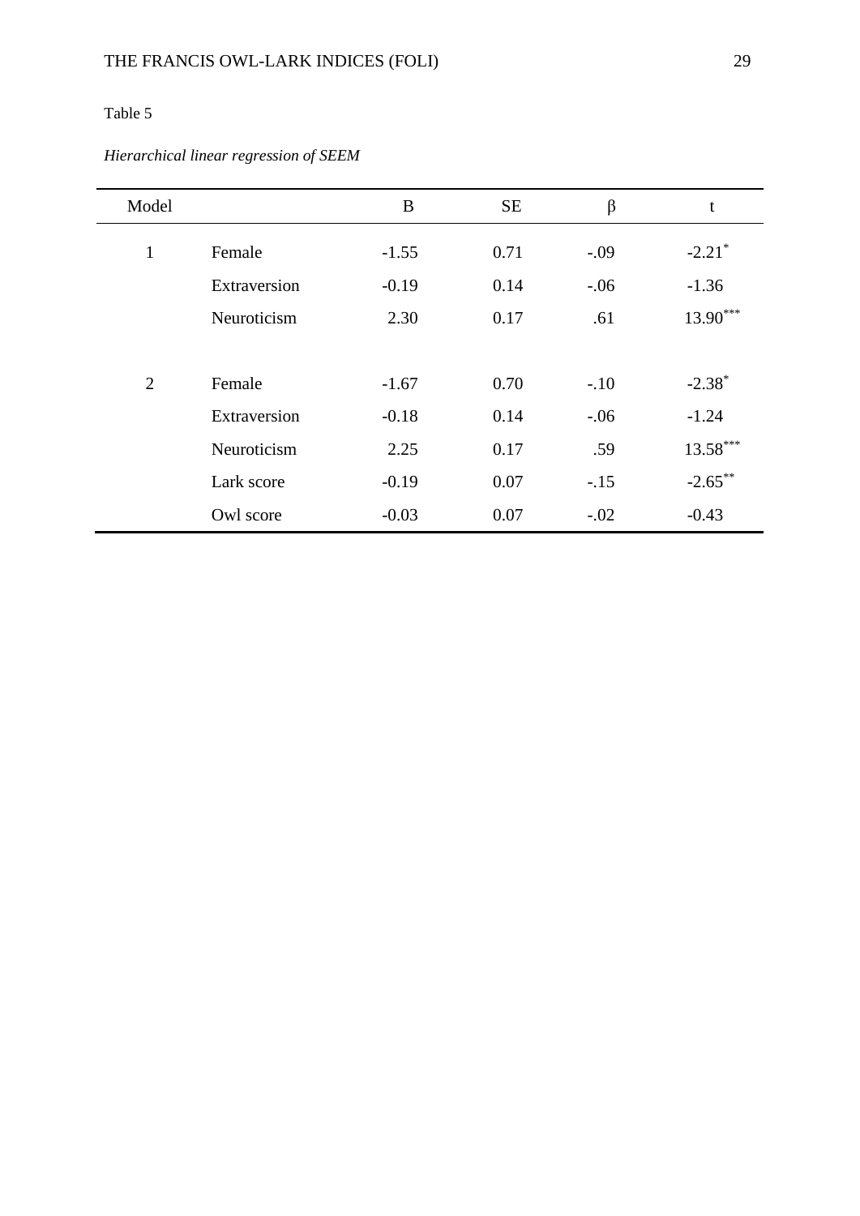Table 5

*Hierarchical linear regression of SEEM*

| Model | | B | SE | β | t |
|---|---|---|---|---|---|
| 1 | Female | -1.55 | 0.71 | -.09 | -2.21* |
| | Extraversion | -0.19 | 0.14 | -.06 | -1.36 |
| | Neuroticism | 2.30 | 0.17 | .61 | 13.90*** |
| 2 | Female | -1.67 | 0.70 | -.10 | -2.38* |
| | Extraversion | -0.18 | 0.14 | -.06 | -1.24 |
| | Neuroticism | 2.25 | 0.17 | .59 | 13.58*** |
| | Lark score | -0.19 | 0.07 | -.15 | -2.65** |
| | Owl score | -0.03 | 0.07 | -.02 | -0.43 |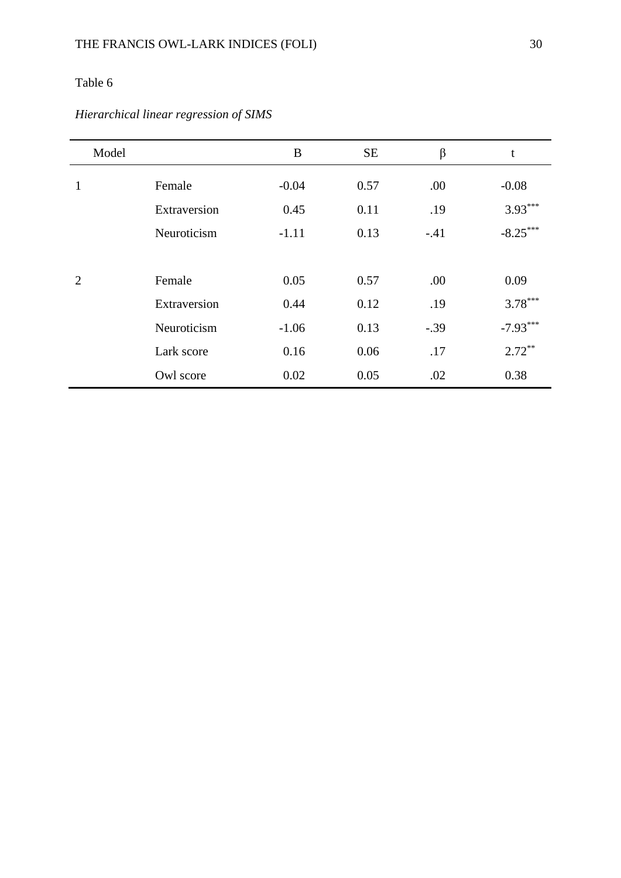Table 6

*Hierarchical linear regression of SIMS*

| Model | | B | SE | β | t |
|---|---|---|---|---|---|
| 1 | Female | -0.04 | 0.57 | .00 | -0.08 |
| | Extraversion | 0.45 | 0.11 | .19 | 3.93*** |
| | Neuroticism | -1.11 | 0.13 | -.41 | -8.25*** |
| 2 | Female | 0.05 | 0.57 | .00 | 0.09 |
| | Extraversion | 0.44 | 0.12 | .19 | 3.78*** |
| | Neuroticism | -1.06 | 0.13 | -.39 | -7.93*** |
| | Lark score | 0.16 | 0.06 | .17 | 2.72** |
| | Owl score | 0.02 | 0.05 | .02 | 0.38 |